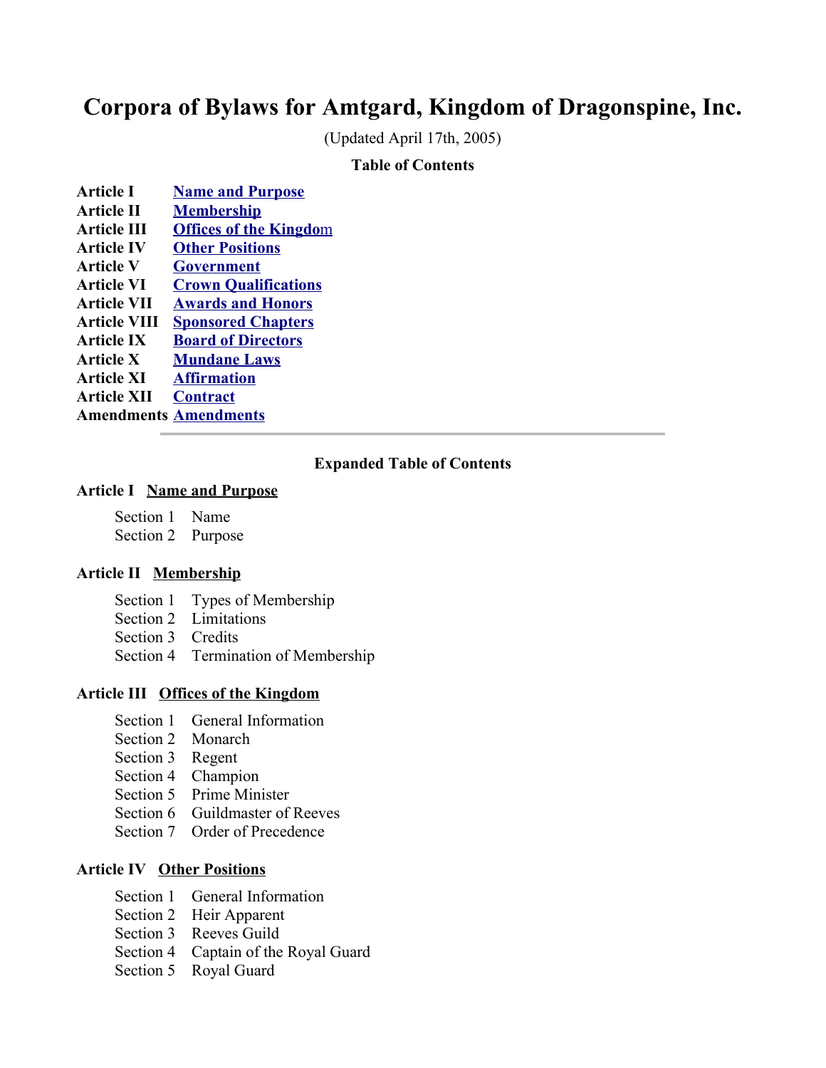# Corpora of Bylaws for Amtgard, Kingdom of Dragonspine, Inc.

(Updated April 17th, 2005)

**Table of Contents**

| | |
|---|---|
| **Article I** | **Name and Purpose** |
| **Article II** | **Membership** |
| **Article III** | **Offices of the Kingdom** |
| **Article IV** | **Other Positions** |
| **Article V** | **Government** |
| **Article VI** | **Crown Qualifications** |
| **Article VII** | **Awards and Honors** |
| **Article VIII** | **Sponsored Chapters** |
| **Article IX** | **Board of Directors** |
| **Article X** | **Mundane Laws** |
| **Article XI** | **Affirmation** |
| **Article XII** | **Contract** |
| **Amendments** | **Amendments** |

---

**Expanded Table of Contents**

**Article I Name and Purpose**

- Section 1 Name
- Section 2 Purpose

**Article II Membership**

- Section 1 Types of Membership
- Section 2 Limitations
- Section 3 Credits
- Section 4 Termination of Membership

**Article III Offices of the Kingdom**

- Section 1 General Information
- Section 2 Monarch
- Section 3 Regent
- Section 4 Champion
- Section 5 Prime Minister
- Section 6 Guildmaster of Reeves
- Section 7 Order of Precedence

**Article IV Other Positions**

- Section 1 General Information
- Section 2 Heir Apparent
- Section 3 Reeves Guild
- Section 4 Captain of the Royal Guard
- Section 5 Royal Guard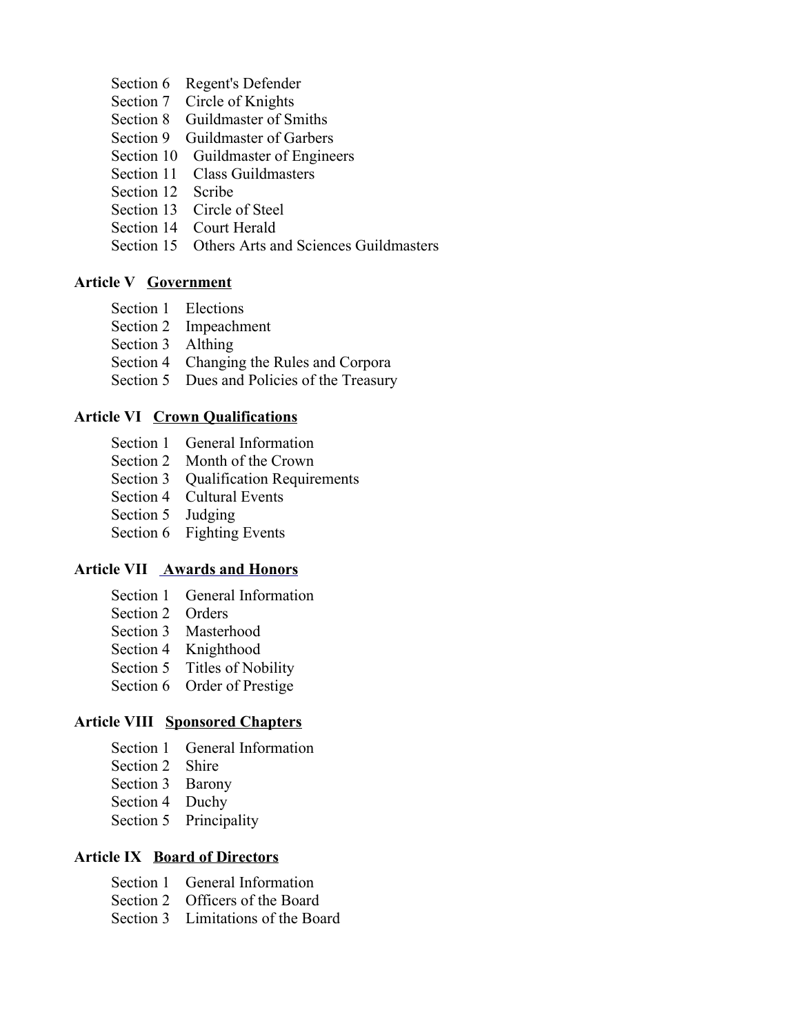Section 6 Regent's Defender
Section 7 Circle of Knights
Section 8 Guildmaster of Smiths
Section 9 Guildmaster of Garbers
Section 10 Guildmaster of Engineers
Section 11 Class Guildmasters
Section 12 Scribe
Section 13 Circle of Steel
Section 14 Court Herald
Section 15 Others Arts and Sciences Guildmasters

**Article V** **<u>Government</u>**

Section 1 Elections
Section 2 Impeachment
Section 3 Althing
Section 4 Changing the Rules and Corpora
Section 5 Dues and Policies of the Treasury

**Article VI** **<u>Crown Qualifications</u>**

Section 1 General Information
Section 2 Month of the Crown
Section 3 Qualification Requirements
Section 4 Cultural Events
Section 5 Judging
Section 6 Fighting Events

**Article VII** **<u>Awards and Honors</u>**

Section 1 General Information
Section 2 Orders
Section 3 Masterhood
Section 4 Knighthood
Section 5 Titles of Nobility
Section 6 Order of Prestige

**Article VIII** **<u>Sponsored Chapters</u>**

Section 1 General Information
Section 2 Shire
Section 3 Barony
Section 4 Duchy
Section 5 Principality

**Article IX** **<u>Board of Directors</u>**

Section 1 General Information
Section 2 Officers of the Board
Section 3 Limitations of the Board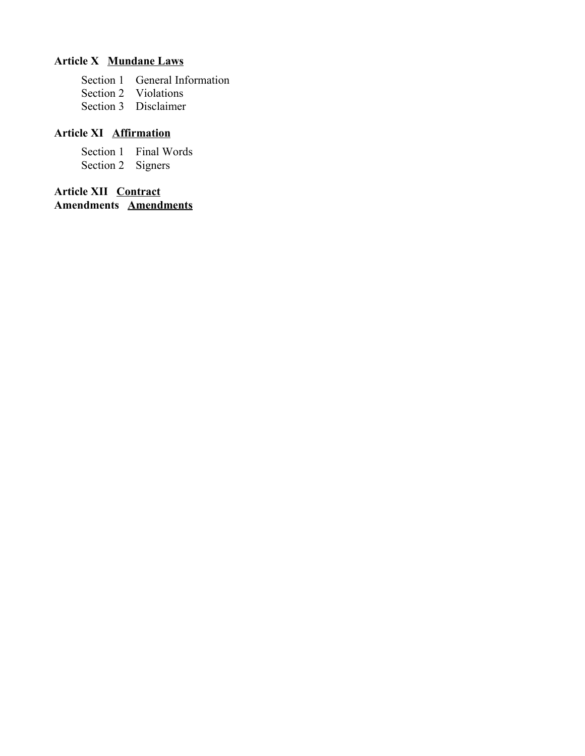**Article X** **Mundane Laws**

Section 1 General Information
Section 2 Violations
Section 3 Disclaimer

**Article XI** **Affirmation**

Section 1 Final Words
Section 2 Signers

**Article XII** **Contract**
**Amendments** **Amendments**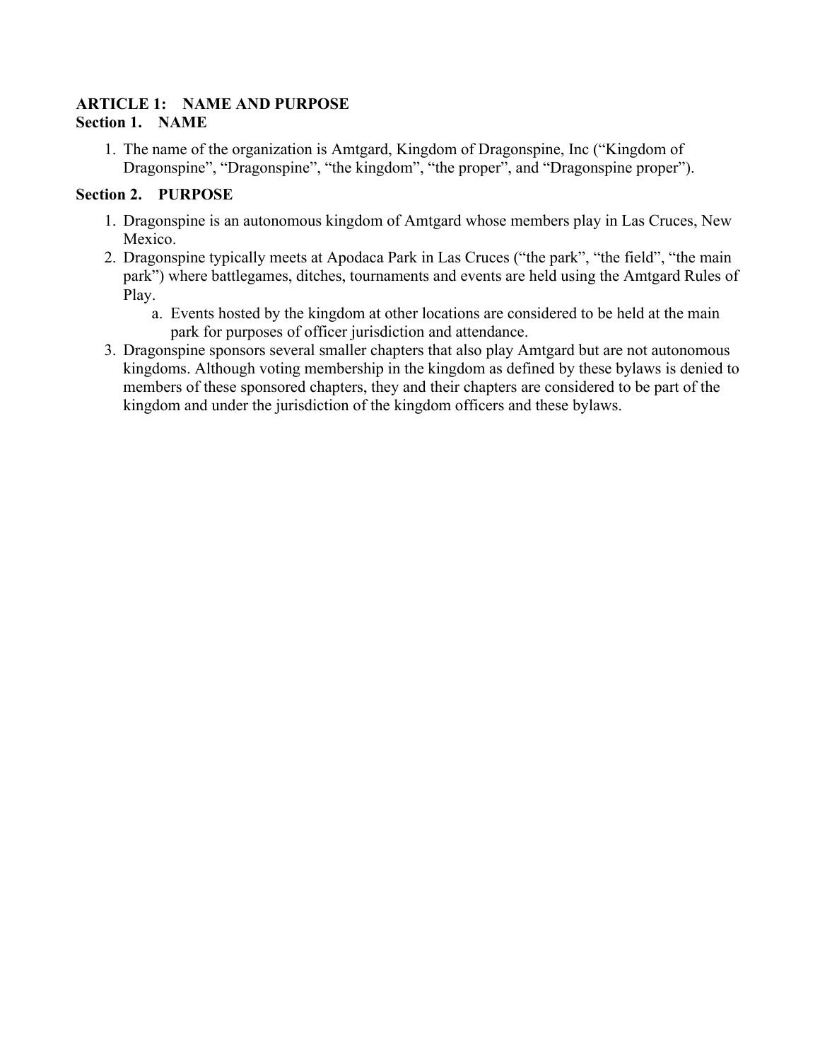## ARTICLE 1: NAME AND PURPOSE

### Section 1. NAME

1. The name of the organization is Amtgard, Kingdom of Dragonspine, Inc (“Kingdom of Dragonspine”, “Dragonspine”, “the kingdom”, “the proper”, and “Dragonspine proper”).

### Section 2. PURPOSE

1. Dragonspine is an autonomous kingdom of Amtgard whose members play in Las Cruces, New Mexico.
2. Dragonspine typically meets at Apodaca Park in Las Cruces (“the park”, “the field”, “the main park”) where battlegames, ditches, tournaments and events are held using the Amtgard Rules of Play.
   a. Events hosted by the kingdom at other locations are considered to be held at the main park for purposes of officer jurisdiction and attendance.
3. Dragonspine sponsors several smaller chapters that also play Amtgard but are not autonomous kingdoms. Although voting membership in the kingdom as defined by these bylaws is denied to members of these sponsored chapters, they and their chapters are considered to be part of the kingdom and under the jurisdiction of the kingdom officers and these bylaws.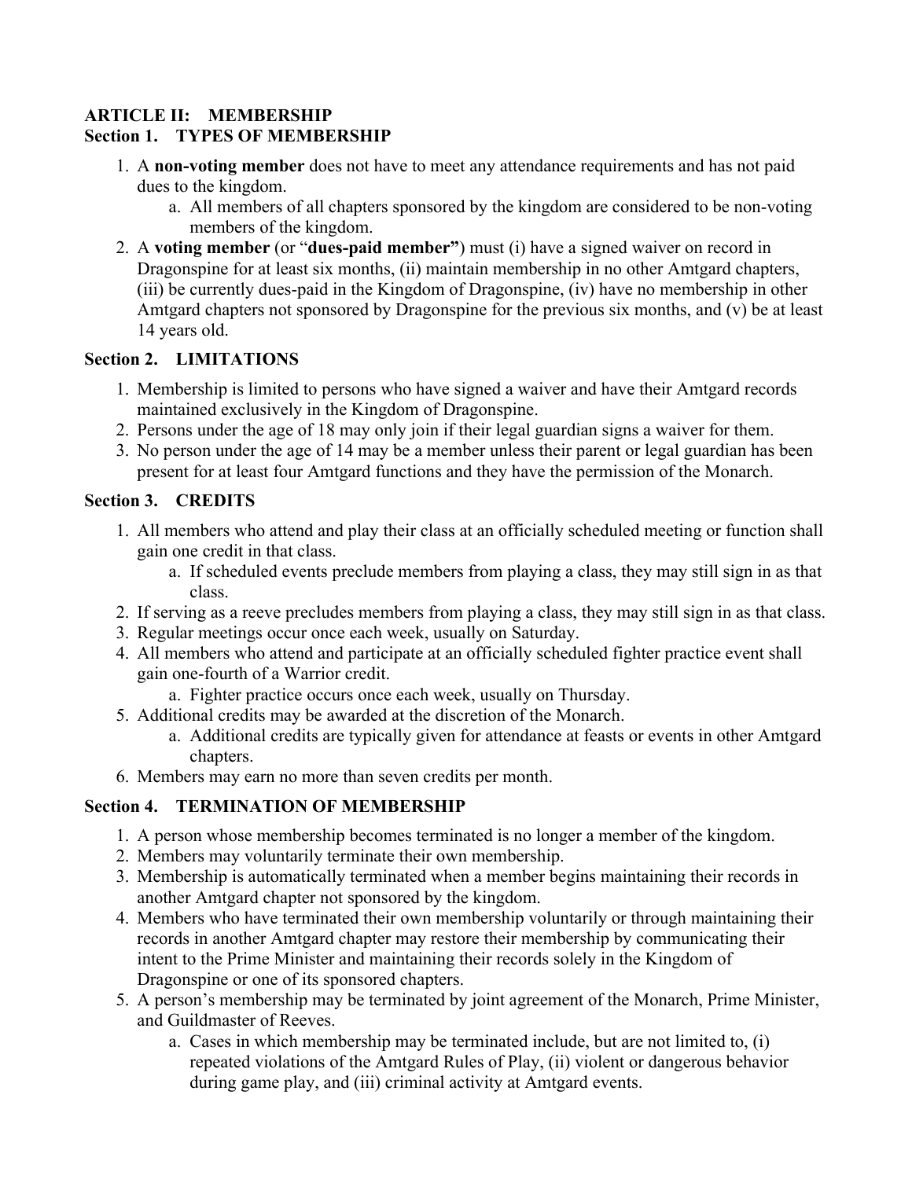## ARTICLE II: MEMBERSHIP

### Section 1. TYPES OF MEMBERSHIP

1. A **non-voting member** does not have to meet any attendance requirements and has not paid dues to the kingdom.
   a. All members of all chapters sponsored by the kingdom are considered to be non-voting members of the kingdom.
2. A **voting member** (or "**dues-paid member"**) must (i) have a signed waiver on record in Dragonspine for at least six months, (ii) maintain membership in no other Amtgard chapters, (iii) be currently dues-paid in the Kingdom of Dragonspine, (iv) have no membership in other Amtgard chapters not sponsored by Dragonspine for the previous six months, and (v) be at least 14 years old.

### Section 2. LIMITATIONS

1. Membership is limited to persons who have signed a waiver and have their Amtgard records maintained exclusively in the Kingdom of Dragonspine.
2. Persons under the age of 18 may only join if their legal guardian signs a waiver for them.
3. No person under the age of 14 may be a member unless their parent or legal guardian has been present for at least four Amtgard functions and they have the permission of the Monarch.

### Section 3. CREDITS

1. All members who attend and play their class at an officially scheduled meeting or function shall gain one credit in that class.
   a. If scheduled events preclude members from playing a class, they may still sign in as that class.
2. If serving as a reeve precludes members from playing a class, they may still sign in as that class.
3. Regular meetings occur once each week, usually on Saturday.
4. All members who attend and participate at an officially scheduled fighter practice event shall gain one-fourth of a Warrior credit.
   a. Fighter practice occurs once each week, usually on Thursday.
5. Additional credits may be awarded at the discretion of the Monarch.
   a. Additional credits are typically given for attendance at feasts or events in other Amtgard chapters.
6. Members may earn no more than seven credits per month.

### Section 4. TERMINATION OF MEMBERSHIP

1. A person whose membership becomes terminated is no longer a member of the kingdom.
2. Members may voluntarily terminate their own membership.
3. Membership is automatically terminated when a member begins maintaining their records in another Amtgard chapter not sponsored by the kingdom.
4. Members who have terminated their own membership voluntarily or through maintaining their records in another Amtgard chapter may restore their membership by communicating their intent to the Prime Minister and maintaining their records solely in the Kingdom of Dragonspine or one of its sponsored chapters.
5. A person's membership may be terminated by joint agreement of the Monarch, Prime Minister, and Guildmaster of Reeves.
   a. Cases in which membership may be terminated include, but are not limited to, (i) repeated violations of the Amtgard Rules of Play, (ii) violent or dangerous behavior during game play, and (iii) criminal activity at Amtgard events.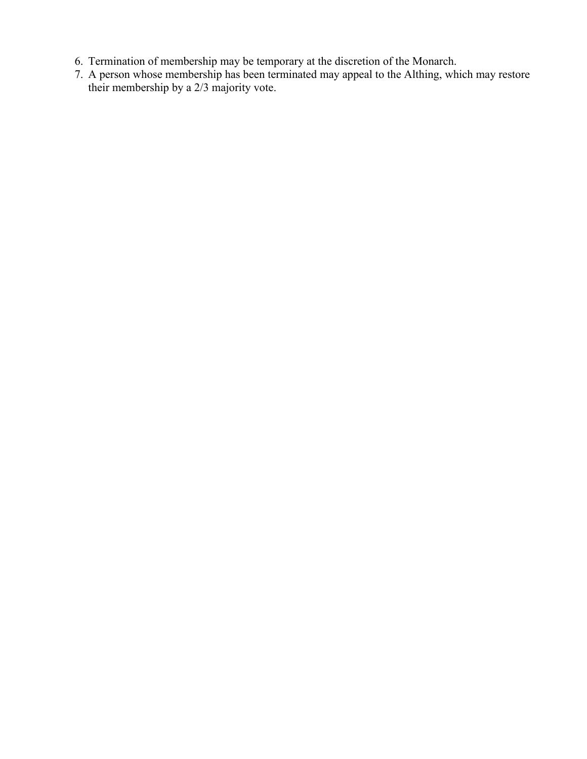6. Termination of membership may be temporary at the discretion of the Monarch.
7. A person whose membership has been terminated may appeal to the Althing, which may restore their membership by a 2/3 majority vote.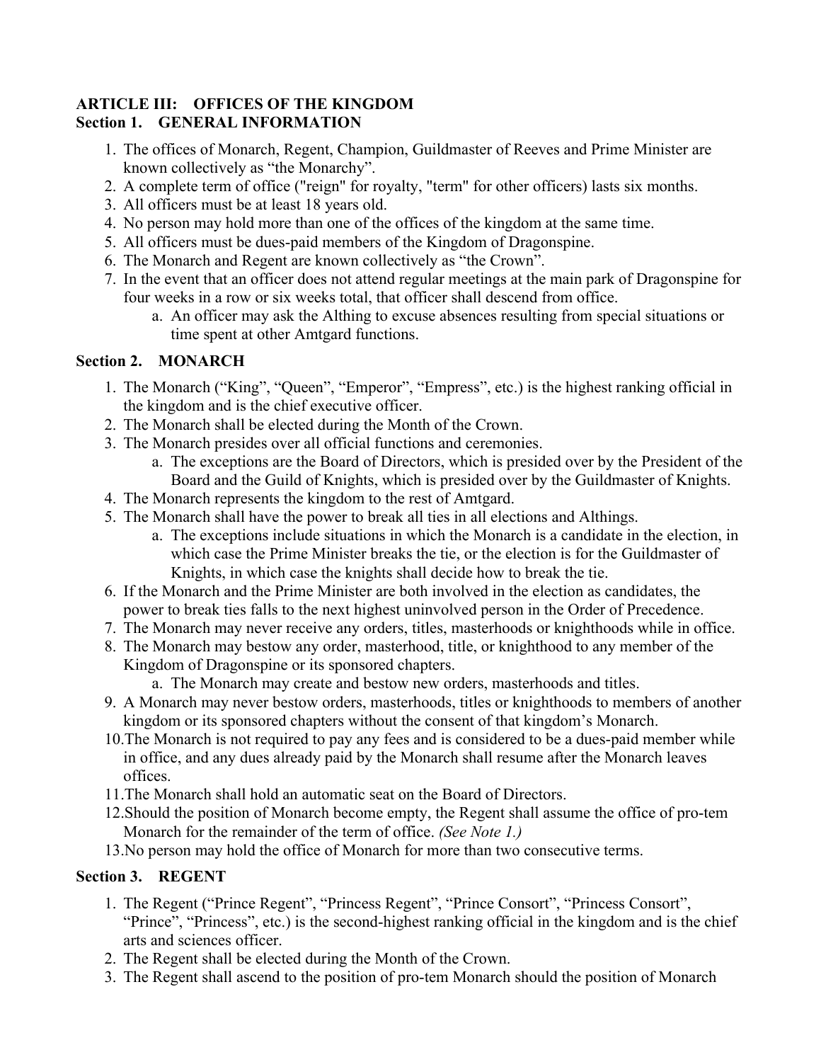## ARTICLE III: OFFICES OF THE KINGDOM

### Section 1. GENERAL INFORMATION

1. The offices of Monarch, Regent, Champion, Guildmaster of Reeves and Prime Minister are known collectively as “the Monarchy”.
2. A complete term of office ("reign" for royalty, "term" for other officers) lasts six months.
3. All officers must be at least 18 years old.
4. No person may hold more than one of the offices of the kingdom at the same time.
5. All officers must be dues-paid members of the Kingdom of Dragonspine.
6. The Monarch and Regent are known collectively as “the Crown”.
7. In the event that an officer does not attend regular meetings at the main park of Dragonspine for four weeks in a row or six weeks total, that officer shall descend from office.
   a. An officer may ask the Althing to excuse absences resulting from special situations or time spent at other Amtgard functions.

### Section 2. MONARCH

1. The Monarch (“King”, “Queen”, “Emperor”, “Empress”, etc.) is the highest ranking official in the kingdom and is the chief executive officer.
2. The Monarch shall be elected during the Month of the Crown.
3. The Monarch presides over all official functions and ceremonies.
   a. The exceptions are the Board of Directors, which is presided over by the President of the Board and the Guild of Knights, which is presided over by the Guildmaster of Knights.
4. The Monarch represents the kingdom to the rest of Amtgard.
5. The Monarch shall have the power to break all ties in all elections and Althings.
   a. The exceptions include situations in which the Monarch is a candidate in the election, in which case the Prime Minister breaks the tie, or the election is for the Guildmaster of Knights, in which case the knights shall decide how to break the tie.
6. If the Monarch and the Prime Minister are both involved in the election as candidates, the power to break ties falls to the next highest uninvolved person in the Order of Precedence.
7. The Monarch may never receive any orders, titles, masterhoods or knighthoods while in office.
8. The Monarch may bestow any order, masterhood, title, or knighthood to any member of the Kingdom of Dragonspine or its sponsored chapters.
   a. The Monarch may create and bestow new orders, masterhoods and titles.
9. A Monarch may never bestow orders, masterhoods, titles or knighthoods to members of another kingdom or its sponsored chapters without the consent of that kingdom’s Monarch.
10. The Monarch is not required to pay any fees and is considered to be a dues-paid member while in office, and any dues already paid by the Monarch shall resume after the Monarch leaves offices.
11. The Monarch shall hold an automatic seat on the Board of Directors.
12. Should the position of Monarch become empty, the Regent shall assume the office of pro-tem Monarch for the remainder of the term of office. *(See Note 1.)*
13. No person may hold the office of Monarch for more than two consecutive terms.

### Section 3. REGENT

1. The Regent (“Prince Regent”, “Princess Regent”, “Prince Consort”, “Princess Consort”, “Prince”, “Princess”, etc.) is the second-highest ranking official in the kingdom and is the chief arts and sciences officer.
2. The Regent shall be elected during the Month of the Crown.
3. The Regent shall ascend to the position of pro-tem Monarch should the position of Monarch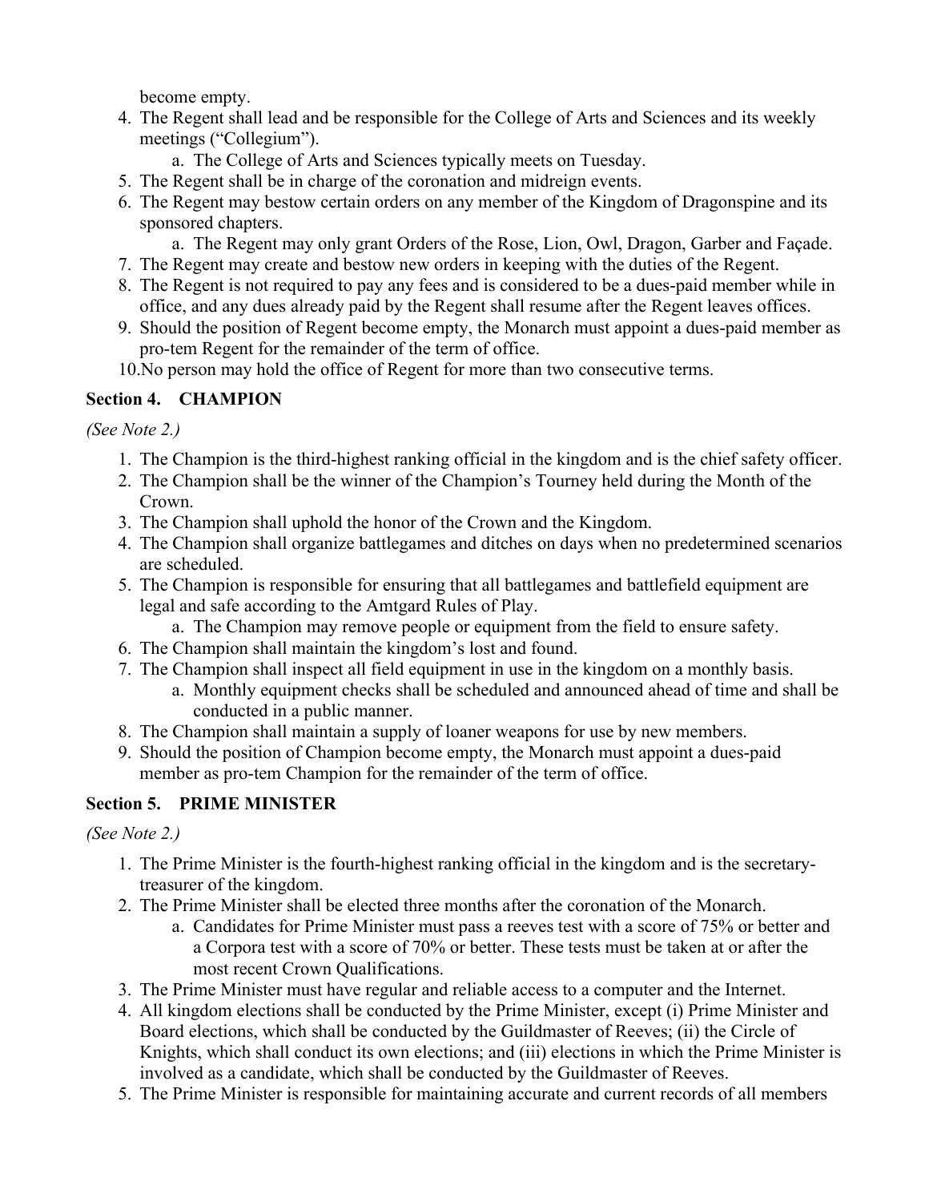become empty.

4. The Regent shall lead and be responsible for the College of Arts and Sciences and its weekly meetings (“Collegium”).
    a. The College of Arts and Sciences typically meets on Tuesday.
5. The Regent shall be in charge of the coronation and midreign events.
6. The Regent may bestow certain orders on any member of the Kingdom of Dragonspine and its sponsored chapters.
    a. The Regent may only grant Orders of the Rose, Lion, Owl, Dragon, Garber and Façade.
7. The Regent may create and bestow new orders in keeping with the duties of the Regent.
8. The Regent is not required to pay any fees and is considered to be a dues-paid member while in office, and any dues already paid by the Regent shall resume after the Regent leaves offices.
9. Should the position of Regent become empty, the Monarch must appoint a dues-paid member as pro-tem Regent for the remainder of the term of office.
10. No person may hold the office of Regent for more than two consecutive terms.

### Section 4. CHAMPION

*(See Note 2.)*

1. The Champion is the third-highest ranking official in the kingdom and is the chief safety officer.
2. The Champion shall be the winner of the Champion’s Tourney held during the Month of the Crown.
3. The Champion shall uphold the honor of the Crown and the Kingdom.
4. The Champion shall organize battlegames and ditches on days when no predetermined scenarios are scheduled.
5. The Champion is responsible for ensuring that all battlegames and battlefield equipment are legal and safe according to the Amtgard Rules of Play.
    a. The Champion may remove people or equipment from the field to ensure safety.
6. The Champion shall maintain the kingdom’s lost and found.
7. The Champion shall inspect all field equipment in use in the kingdom on a monthly basis.
    a. Monthly equipment checks shall be scheduled and announced ahead of time and shall be conducted in a public manner.
8. The Champion shall maintain a supply of loaner weapons for use by new members.
9. Should the position of Champion become empty, the Monarch must appoint a dues-paid member as pro-tem Champion for the remainder of the term of office.

### Section 5. PRIME MINISTER

*(See Note 2.)*

1. The Prime Minister is the fourth-highest ranking official in the kingdom and is the secretary-treasurer of the kingdom.
2. The Prime Minister shall be elected three months after the coronation of the Monarch.
    a. Candidates for Prime Minister must pass a reeves test with a score of 75% or better and a Corpora test with a score of 70% or better. These tests must be taken at or after the most recent Crown Qualifications.
3. The Prime Minister must have regular and reliable access to a computer and the Internet.
4. All kingdom elections shall be conducted by the Prime Minister, except (i) Prime Minister and Board elections, which shall be conducted by the Guildmaster of Reeves; (ii) the Circle of Knights, which shall conduct its own elections; and (iii) elections in which the Prime Minister is involved as a candidate, which shall be conducted by the Guildmaster of Reeves.
5. The Prime Minister is responsible for maintaining accurate and current records of all members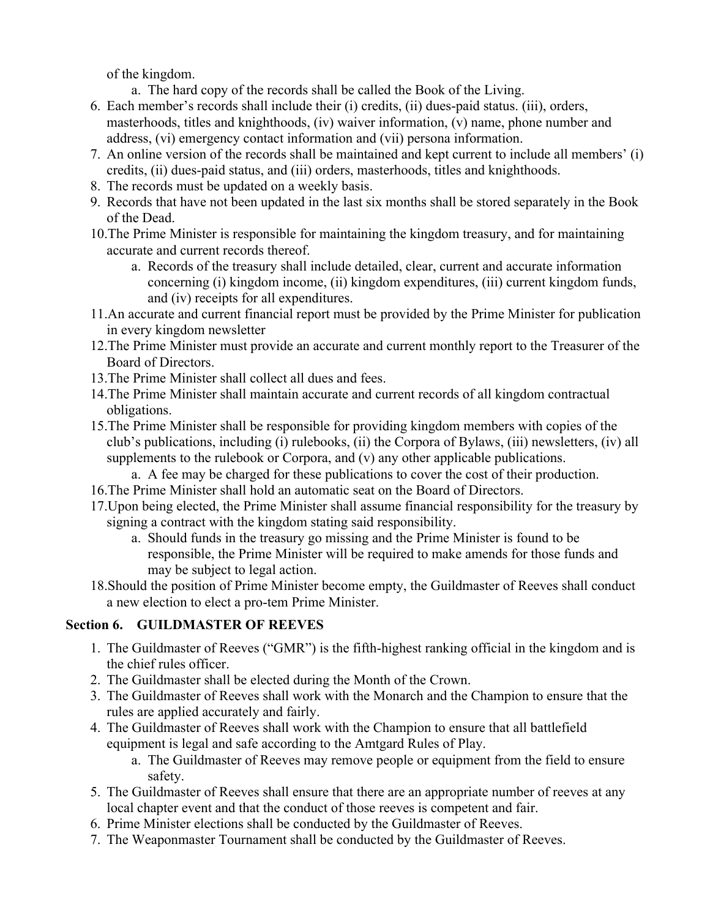of the kingdom.

   a. The hard copy of the records shall be called the Book of the Living.

6. Each member's records shall include their (i) credits, (ii) dues-paid status. (iii), orders, masterhoods, titles and knighthoods, (iv) waiver information, (v) name, phone number and address, (vi) emergency contact information and (vii) persona information.
7. An online version of the records shall be maintained and kept current to include all members' (i) credits, (ii) dues-paid status, and (iii) orders, masterhoods, titles and knighthoods.
8. The records must be updated on a weekly basis.
9. Records that have not been updated in the last six months shall be stored separately in the Book of the Dead.
10. The Prime Minister is responsible for maintaining the kingdom treasury, and for maintaining accurate and current records thereof.
    a. Records of the treasury shall include detailed, clear, current and accurate information concerning (i) kingdom income, (ii) kingdom expenditures, (iii) current kingdom funds, and (iv) receipts for all expenditures.
11. An accurate and current financial report must be provided by the Prime Minister for publication in every kingdom newsletter
12. The Prime Minister must provide an accurate and current monthly report to the Treasurer of the Board of Directors.
13. The Prime Minister shall collect all dues and fees.
14. The Prime Minister shall maintain accurate and current records of all kingdom contractual obligations.
15. The Prime Minister shall be responsible for providing kingdom members with copies of the club's publications, including (i) rulebooks, (ii) the Corpora of Bylaws, (iii) newsletters, (iv) all supplements to the rulebook or Corpora, and (v) any other applicable publications.
    a. A fee may be charged for these publications to cover the cost of their production.
16. The Prime Minister shall hold an automatic seat on the Board of Directors.
17. Upon being elected, the Prime Minister shall assume financial responsibility for the treasury by signing a contract with the kingdom stating said responsibility.
    a. Should funds in the treasury go missing and the Prime Minister is found to be responsible, the Prime Minister will be required to make amends for those funds and may be subject to legal action.
18. Should the position of Prime Minister become empty, the Guildmaster of Reeves shall conduct a new election to elect a pro-tem Prime Minister.

## Section 6. GUILDMASTER OF REEVES

1. The Guildmaster of Reeves ("GMR") is the fifth-highest ranking official in the kingdom and is the chief rules officer.
2. The Guildmaster shall be elected during the Month of the Crown.
3. The Guildmaster of Reeves shall work with the Monarch and the Champion to ensure that the rules are applied accurately and fairly.
4. The Guildmaster of Reeves shall work with the Champion to ensure that all battlefield equipment is legal and safe according to the Amtgard Rules of Play.
   a. The Guildmaster of Reeves may remove people or equipment from the field to ensure safety.
5. The Guildmaster of Reeves shall ensure that there are an appropriate number of reeves at any local chapter event and that the conduct of those reeves is competent and fair.
6. Prime Minister elections shall be conducted by the Guildmaster of Reeves.
7. The Weaponmaster Tournament shall be conducted by the Guildmaster of Reeves.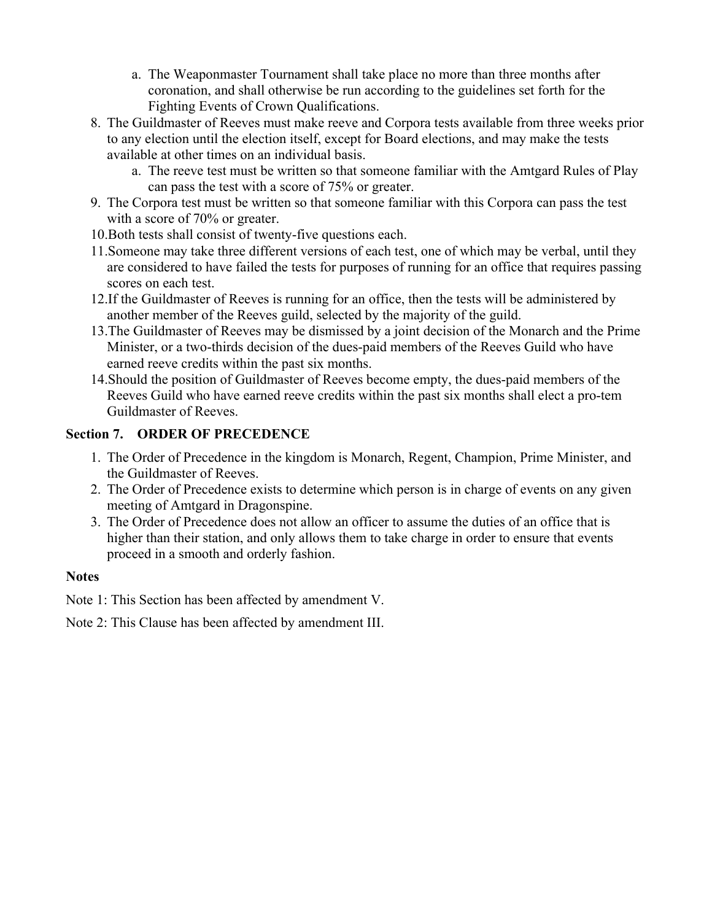a. The Weaponmaster Tournament shall take place no more than three months after coronation, and shall otherwise be run according to the guidelines set forth for the Fighting Events of Crown Qualifications.

8. The Guildmaster of Reeves must make reeve and Corpora tests available from three weeks prior to any election until the election itself, except for Board elections, and may make the tests available at other times on an individual basis.
   a. The reeve test must be written so that someone familiar with the Amtgard Rules of Play can pass the test with a score of 75% or greater.
9. The Corpora test must be written so that someone familiar with this Corpora can pass the test with a score of 70% or greater.
10. Both tests shall consist of twenty-five questions each.
11. Someone may take three different versions of each test, one of which may be verbal, until they are considered to have failed the tests for purposes of running for an office that requires passing scores on each test.
12. If the Guildmaster of Reeves is running for an office, then the tests will be administered by another member of the Reeves guild, selected by the majority of the guild.
13. The Guildmaster of Reeves may be dismissed by a joint decision of the Monarch and the Prime Minister, or a two-thirds decision of the dues-paid members of the Reeves Guild who have earned reeve credits within the past six months.
14. Should the position of Guildmaster of Reeves become empty, the dues-paid members of the Reeves Guild who have earned reeve credits within the past six months shall elect a pro-tem Guildmaster of Reeves.

### Section 7. ORDER OF PRECEDENCE

1. The Order of Precedence in the kingdom is Monarch, Regent, Champion, Prime Minister, and the Guildmaster of Reeves.
2. The Order of Precedence exists to determine which person is in charge of events on any given meeting of Amtgard in Dragonspine.
3. The Order of Precedence does not allow an officer to assume the duties of an office that is higher than their station, and only allows them to take charge in order to ensure that events proceed in a smooth and orderly fashion.

**Notes**

Note 1: This Section has been affected by amendment V.

Note 2: This Clause has been affected by amendment III.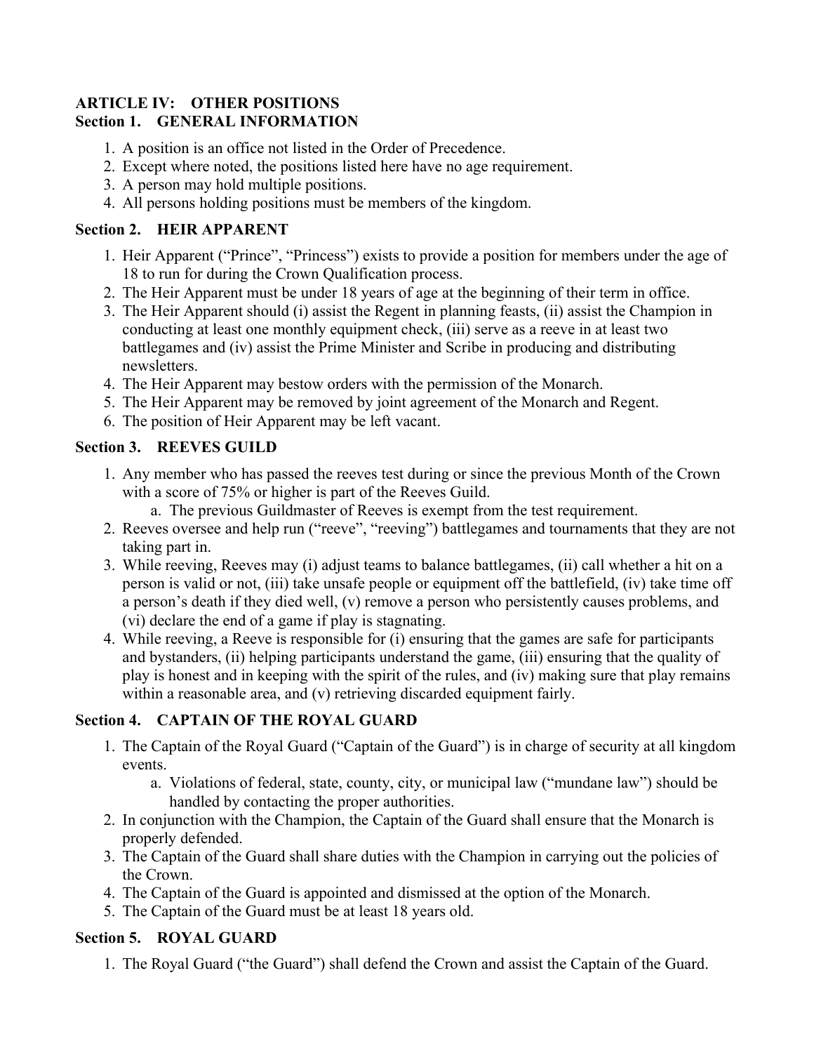## ARTICLE IV: OTHER POSITIONS

### Section 1. GENERAL INFORMATION

1. A position is an office not listed in the Order of Precedence.
2. Except where noted, the positions listed here have no age requirement.
3. A person may hold multiple positions.
4. All persons holding positions must be members of the kingdom.

### Section 2. HEIR APPARENT

1. Heir Apparent (“Prince”, “Princess”) exists to provide a position for members under the age of 18 to run for during the Crown Qualification process.
2. The Heir Apparent must be under 18 years of age at the beginning of their term in office.
3. The Heir Apparent should (i) assist the Regent in planning feasts, (ii) assist the Champion in conducting at least one monthly equipment check, (iii) serve as a reeve in at least two battlegames and (iv) assist the Prime Minister and Scribe in producing and distributing newsletters.
4. The Heir Apparent may bestow orders with the permission of the Monarch.
5. The Heir Apparent may be removed by joint agreement of the Monarch and Regent.
6. The position of Heir Apparent may be left vacant.

### Section 3. REEVES GUILD

1. Any member who has passed the reeves test during or since the previous Month of the Crown with a score of 75% or higher is part of the Reeves Guild.
   a. The previous Guildmaster of Reeves is exempt from the test requirement.
2. Reeves oversee and help run (“reeve”, “reeving”) battlegames and tournaments that they are not taking part in.
3. While reeving, Reeves may (i) adjust teams to balance battlegames, (ii) call whether a hit on a person is valid or not, (iii) take unsafe people or equipment off the battlefield, (iv) take time off a person’s death if they died well, (v) remove a person who persistently causes problems, and (vi) declare the end of a game if play is stagnating.
4. While reeving, a Reeve is responsible for (i) ensuring that the games are safe for participants and bystanders, (ii) helping participants understand the game, (iii) ensuring that the quality of play is honest and in keeping with the spirit of the rules, and (iv) making sure that play remains within a reasonable area, and (v) retrieving discarded equipment fairly.

### Section 4. CAPTAIN OF THE ROYAL GUARD

1. The Captain of the Royal Guard (“Captain of the Guard”) is in charge of security at all kingdom events.
   a. Violations of federal, state, county, city, or municipal law (“mundane law”) should be handled by contacting the proper authorities.
2. In conjunction with the Champion, the Captain of the Guard shall ensure that the Monarch is properly defended.
3. The Captain of the Guard shall share duties with the Champion in carrying out the policies of the Crown.
4. The Captain of the Guard is appointed and dismissed at the option of the Monarch.
5. The Captain of the Guard must be at least 18 years old.

### Section 5. ROYAL GUARD

1. The Royal Guard (“the Guard”) shall defend the Crown and assist the Captain of the Guard.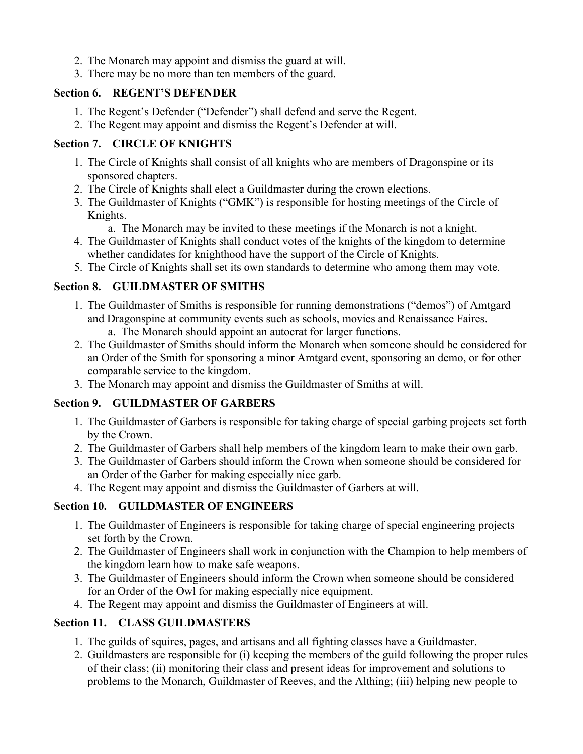2. The Monarch may appoint and dismiss the guard at will.
3. There may be no more than ten members of the guard.

### Section 6. REGENT'S DEFENDER

1. The Regent's Defender ("Defender") shall defend and serve the Regent.
2. The Regent may appoint and dismiss the Regent's Defender at will.

### Section 7. CIRCLE OF KNIGHTS

1. The Circle of Knights shall consist of all knights who are members of Dragonspine or its sponsored chapters.
2. The Circle of Knights shall elect a Guildmaster during the crown elections.
3. The Guildmaster of Knights ("GMK") is responsible for hosting meetings of the Circle of Knights.
    a. The Monarch may be invited to these meetings if the Monarch is not a knight.
4. The Guildmaster of Knights shall conduct votes of the knights of the kingdom to determine whether candidates for knighthood have the support of the Circle of Knights.
5. The Circle of Knights shall set its own standards to determine who among them may vote.

### Section 8. GUILDMASTER OF SMITHS

1. The Guildmaster of Smiths is responsible for running demonstrations ("demos") of Amtgard and Dragonspine at community events such as schools, movies and Renaissance Faires.
    a. The Monarch should appoint an autocrat for larger functions.
2. The Guildmaster of Smiths should inform the Monarch when someone should be considered for an Order of the Smith for sponsoring a minor Amtgard event, sponsoring an demo, or for other comparable service to the kingdom.
3. The Monarch may appoint and dismiss the Guildmaster of Smiths at will.

### Section 9. GUILDMASTER OF GARBERS

1. The Guildmaster of Garbers is responsible for taking charge of special garbing projects set forth by the Crown.
2. The Guildmaster of Garbers shall help members of the kingdom learn to make their own garb.
3. The Guildmaster of Garbers should inform the Crown when someone should be considered for an Order of the Garber for making especially nice garb.
4. The Regent may appoint and dismiss the Guildmaster of Garbers at will.

### Section 10. GUILDMASTER OF ENGINEERS

1. The Guildmaster of Engineers is responsible for taking charge of special engineering projects set forth by the Crown.
2. The Guildmaster of Engineers shall work in conjunction with the Champion to help members of the kingdom learn how to make safe weapons.
3. The Guildmaster of Engineers should inform the Crown when someone should be considered for an Order of the Owl for making especially nice equipment.
4. The Regent may appoint and dismiss the Guildmaster of Engineers at will.

### Section 11. CLASS GUILDMASTERS

1. The guilds of squires, pages, and artisans and all fighting classes have a Guildmaster.
2. Guildmasters are responsible for (i) keeping the members of the guild following the proper rules of their class; (ii) monitoring their class and present ideas for improvement and solutions to problems to the Monarch, Guildmaster of Reeves, and the Althing; (iii) helping new people to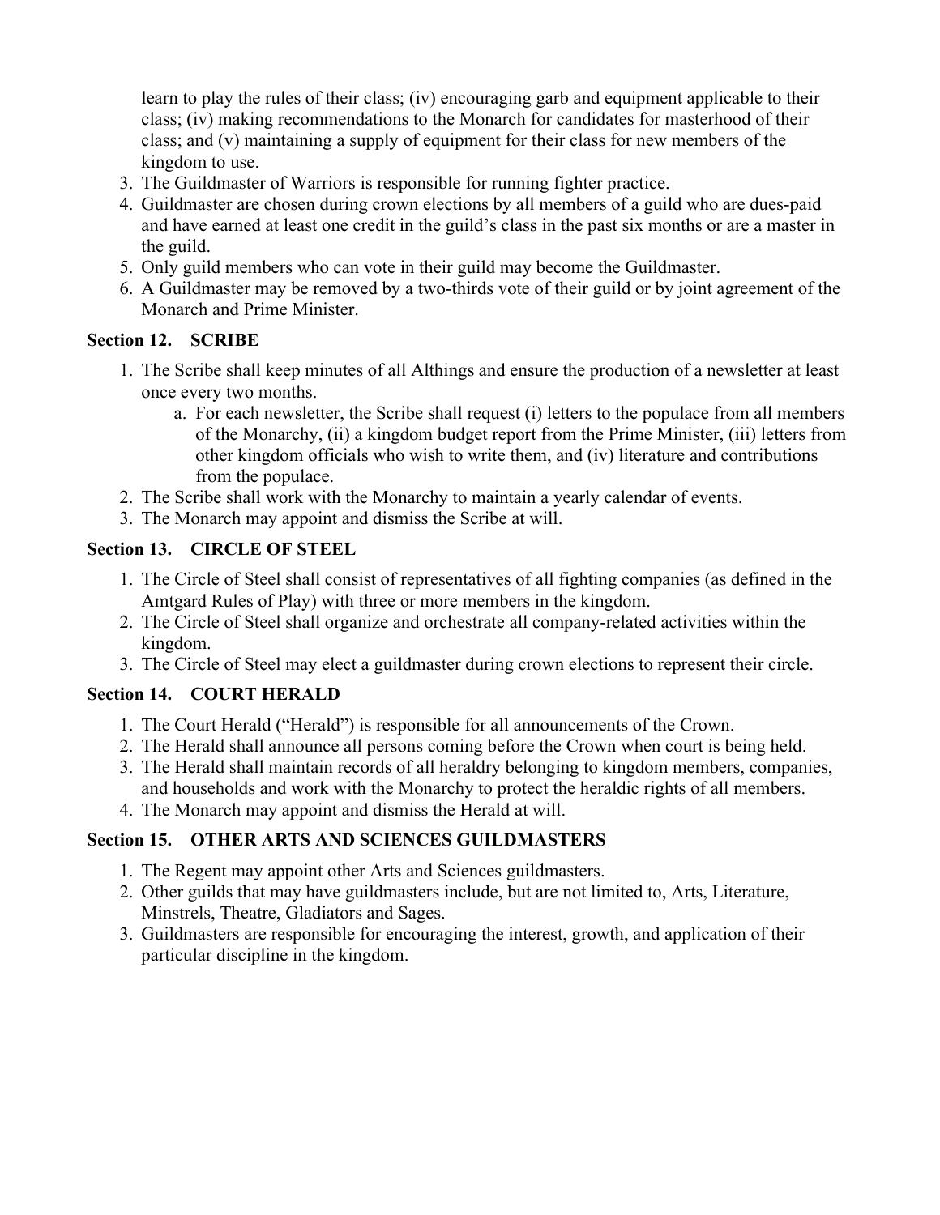learn to play the rules of their class; (iv) encouraging garb and equipment applicable to their class; (iv) making recommendations to the Monarch for candidates for masterhood of their class; and (v) maintaining a supply of equipment for their class for new members of the kingdom to use.

3. The Guildmaster of Warriors is responsible for running fighter practice.
4. Guildmaster are chosen during crown elections by all members of a guild who are dues-paid and have earned at least one credit in the guild's class in the past six months or are a master in the guild.
5. Only guild members who can vote in their guild may become the Guildmaster.
6. A Guildmaster may be removed by a two-thirds vote of their guild or by joint agreement of the Monarch and Prime Minister.

### Section 12. SCRIBE

1. The Scribe shall keep minutes of all Althings and ensure the production of a newsletter at least once every two months.
   a. For each newsletter, the Scribe shall request (i) letters to the populace from all members of the Monarchy, (ii) a kingdom budget report from the Prime Minister, (iii) letters from other kingdom officials who wish to write them, and (iv) literature and contributions from the populace.
2. The Scribe shall work with the Monarchy to maintain a yearly calendar of events.
3. The Monarch may appoint and dismiss the Scribe at will.

### Section 13. CIRCLE OF STEEL

1. The Circle of Steel shall consist of representatives of all fighting companies (as defined in the Amtgard Rules of Play) with three or more members in the kingdom.
2. The Circle of Steel shall organize and orchestrate all company-related activities within the kingdom.
3. The Circle of Steel may elect a guildmaster during crown elections to represent their circle.

### Section 14. COURT HERALD

1. The Court Herald ("Herald") is responsible for all announcements of the Crown.
2. The Herald shall announce all persons coming before the Crown when court is being held.
3. The Herald shall maintain records of all heraldry belonging to kingdom members, companies, and households and work with the Monarchy to protect the heraldic rights of all members.
4. The Monarch may appoint and dismiss the Herald at will.

### Section 15. OTHER ARTS AND SCIENCES GUILDMASTERS

1. The Regent may appoint other Arts and Sciences guildmasters.
2. Other guilds that may have guildmasters include, but are not limited to, Arts, Literature, Minstrels, Theatre, Gladiators and Sages.
3. Guildmasters are responsible for encouraging the interest, growth, and application of their particular discipline in the kingdom.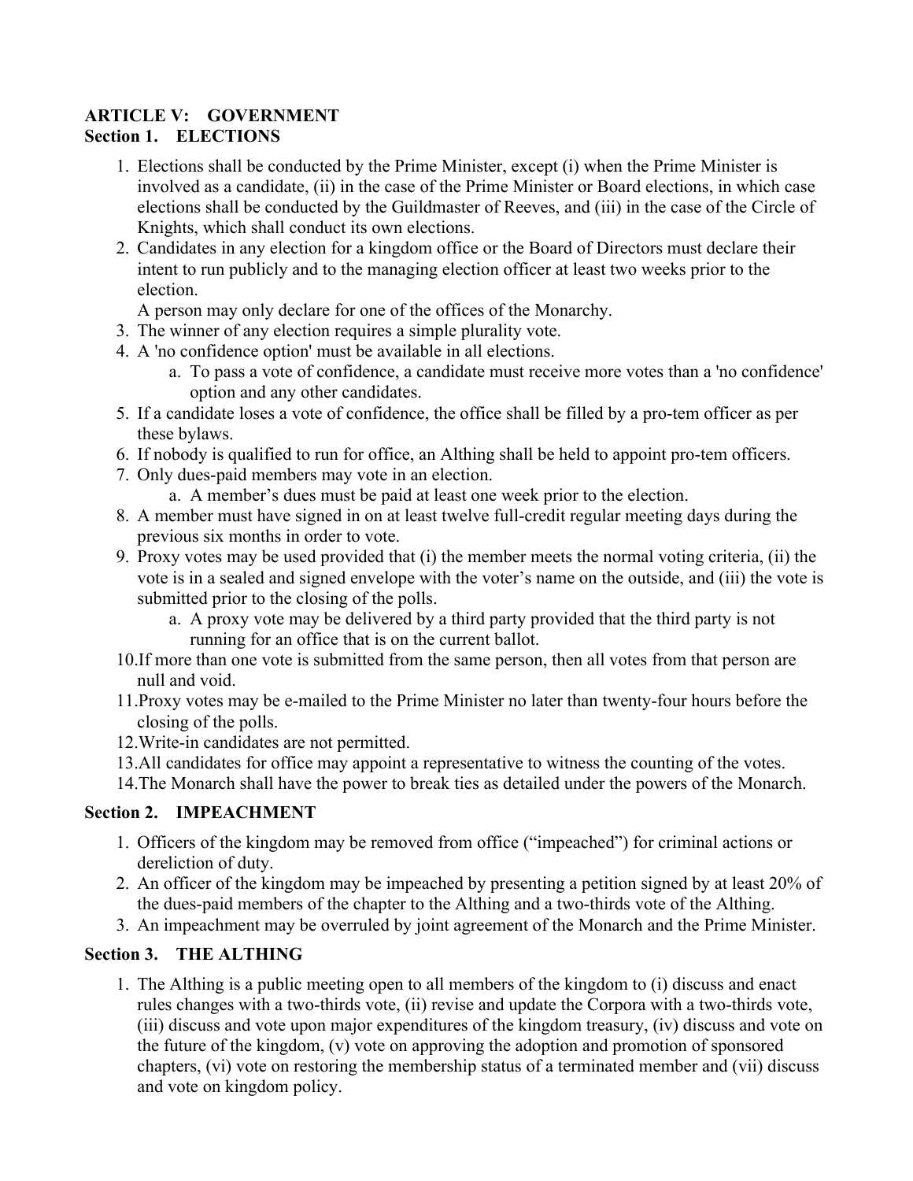## ARTICLE V: GOVERNMENT

### Section 1. ELECTIONS

1. Elections shall be conducted by the Prime Minister, except (i) when the Prime Minister is involved as a candidate, (ii) in the case of the Prime Minister or Board elections, in which case elections shall be conducted by the Guildmaster of Reeves, and (iii) in the case of the Circle of Knights, which shall conduct its own elections.
2. Candidates in any election for a kingdom office or the Board of Directors must declare their intent to run publicly and to the managing election officer at least two weeks prior to the election.
   A person may only declare for one of the offices of the Monarchy.
3. The winner of any election requires a simple plurality vote.
4. A 'no confidence option' must be available in all elections.
   a. To pass a vote of confidence, a candidate must receive more votes than a 'no confidence' option and any other candidates.
5. If a candidate loses a vote of confidence, the office shall be filled by a pro-tem officer as per these bylaws.
6. If nobody is qualified to run for office, an Althing shall be held to appoint pro-tem officers.
7. Only dues-paid members may vote in an election.
   a. A member's dues must be paid at least one week prior to the election.
8. A member must have signed in on at least twelve full-credit regular meeting days during the previous six months in order to vote.
9. Proxy votes may be used provided that (i) the member meets the normal voting criteria, (ii) the vote is in a sealed and signed envelope with the voter's name on the outside, and (iii) the vote is submitted prior to the closing of the polls.
   a. A proxy vote may be delivered by a third party provided that the third party is not running for an office that is on the current ballot.
10. If more than one vote is submitted from the same person, then all votes from that person are null and void.
11. Proxy votes may be e-mailed to the Prime Minister no later than twenty-four hours before the closing of the polls.
12. Write-in candidates are not permitted.
13. All candidates for office may appoint a representative to witness the counting of the votes.
14. The Monarch shall have the power to break ties as detailed under the powers of the Monarch.

### Section 2. IMPEACHMENT

1. Officers of the kingdom may be removed from office ("impeached") for criminal actions or dereliction of duty.
2. An officer of the kingdom may be impeached by presenting a petition signed by at least 20% of the dues-paid members of the chapter to the Althing and a two-thirds vote of the Althing.
3. An impeachment may be overruled by joint agreement of the Monarch and the Prime Minister.

### Section 3. THE ALTHING

1. The Althing is a public meeting open to all members of the kingdom to (i) discuss and enact rules changes with a two-thirds vote, (ii) revise and update the Corpora with a two-thirds vote, (iii) discuss and vote upon major expenditures of the kingdom treasury, (iv) discuss and vote on the future of the kingdom, (v) vote on approving the adoption and promotion of sponsored chapters, (vi) vote on restoring the membership status of a terminated member and (vii) discuss and vote on kingdom policy.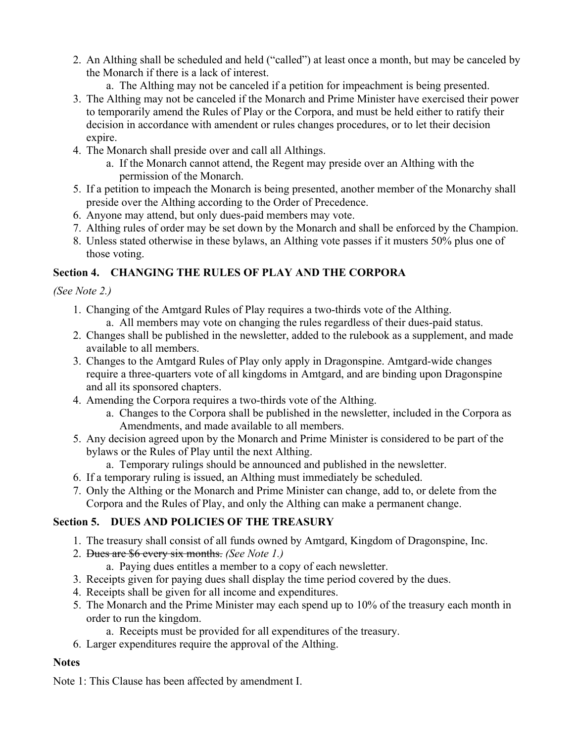2. An Althing shall be scheduled and held (“called”) at least once a month, but may be canceled by the Monarch if there is a lack of interest.
    a. The Althing may not be canceled if a petition for impeachment is being presented.
3. The Althing may not be canceled if the Monarch and Prime Minister have exercised their power to temporarily amend the Rules of Play or the Corpora, and must be held either to ratify their decision in accordance with amendent or rules changes procedures, or to let their decision expire.
4. The Monarch shall preside over and call all Althings.
    a. If the Monarch cannot attend, the Regent may preside over an Althing with the permission of the Monarch.
5. If a petition to impeach the Monarch is being presented, another member of the Monarchy shall preside over the Althing according to the Order of Precedence.
6. Anyone may attend, but only dues-paid members may vote.
7. Althing rules of order may be set down by the Monarch and shall be enforced by the Champion.
8. Unless stated otherwise in these bylaws, an Althing vote passes if it musters 50% plus one of those voting.

### Section 4. CHANGING THE RULES OF PLAY AND THE CORPORA

*(See Note 2.)*

1. Changing of the Amtgard Rules of Play requires a two-thirds vote of the Althing.
    a. All members may vote on changing the rules regardless of their dues-paid status.
2. Changes shall be published in the newsletter, added to the rulebook as a supplement, and made available to all members.
3. Changes to the Amtgard Rules of Play only apply in Dragonspine. Amtgard-wide changes require a three-quarters vote of all kingdoms in Amtgard, and are binding upon Dragonspine and all its sponsored chapters.
4. Amending the Corpora requires a two-thirds vote of the Althing.
    a. Changes to the Corpora shall be published in the newsletter, included in the Corpora as Amendments, and made available to all members.
5. Any decision agreed upon by the Monarch and Prime Minister is considered to be part of the bylaws or the Rules of Play until the next Althing.
    a. Temporary rulings should be announced and published in the newsletter.
6. If a temporary ruling is issued, an Althing must immediately be scheduled.
7. Only the Althing or the Monarch and Prime Minister can change, add to, or delete from the Corpora and the Rules of Play, and only the Althing can make a permanent change.

### Section 5. DUES AND POLICIES OF THE TREASURY

1. The treasury shall consist of all funds owned by Amtgard, Kingdom of Dragonspine, Inc.
2. ~~Dues are $6 every six months.~~ *(See Note 1.)*
    a. Paying dues entitles a member to a copy of each newsletter.
3. Receipts given for paying dues shall display the time period covered by the dues.
4. Receipts shall be given for all income and expenditures.
5. The Monarch and the Prime Minister may each spend up to 10% of the treasury each month in order to run the kingdom.
    a. Receipts must be provided for all expenditures of the treasury.
6. Larger expenditures require the approval of the Althing.

### Notes

Note 1: This Clause has been affected by amendment I.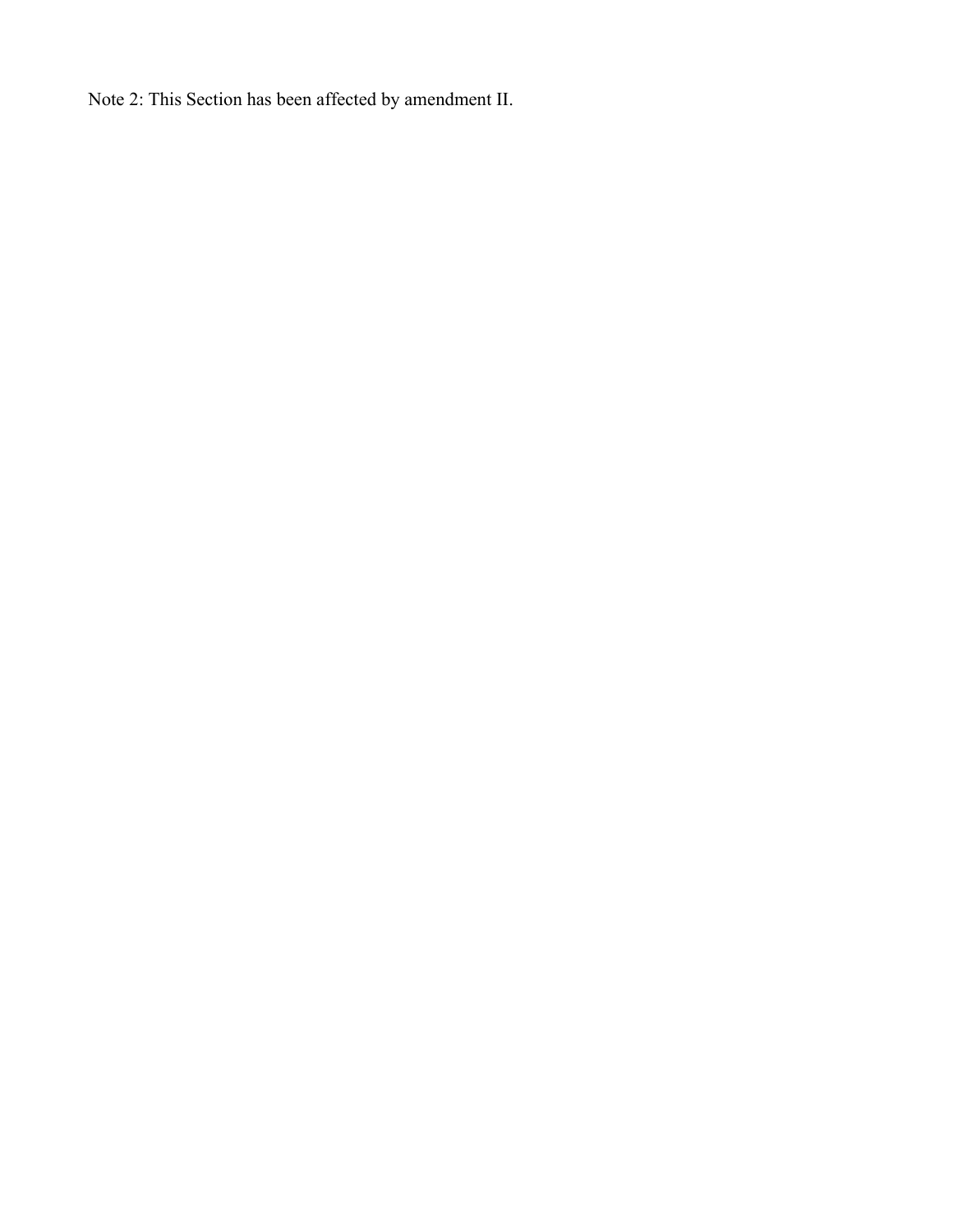Note 2: This Section has been affected by amendment II.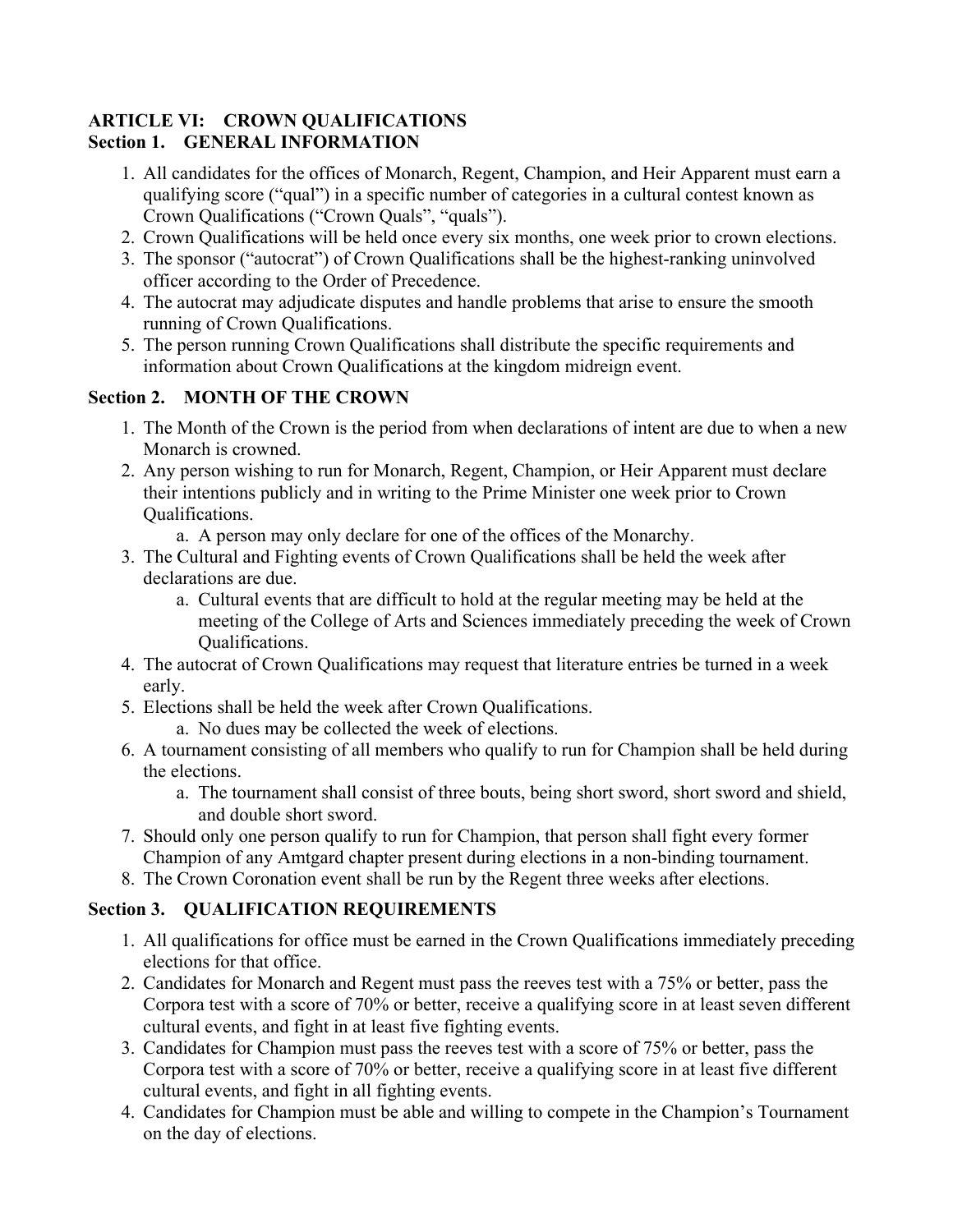## ARTICLE VI: CROWN QUALIFICATIONS

### Section 1. GENERAL INFORMATION

1. All candidates for the offices of Monarch, Regent, Champion, and Heir Apparent must earn a qualifying score ("qual") in a specific number of categories in a cultural contest known as Crown Qualifications ("Crown Quals", "quals").
2. Crown Qualifications will be held once every six months, one week prior to crown elections.
3. The sponsor ("autocrat") of Crown Qualifications shall be the highest-ranking uninvolved officer according to the Order of Precedence.
4. The autocrat may adjudicate disputes and handle problems that arise to ensure the smooth running of Crown Qualifications.
5. The person running Crown Qualifications shall distribute the specific requirements and information about Crown Qualifications at the kingdom midreign event.

### Section 2. MONTH OF THE CROWN

1. The Month of the Crown is the period from when declarations of intent are due to when a new Monarch is crowned.
2. Any person wishing to run for Monarch, Regent, Champion, or Heir Apparent must declare their intentions publicly and in writing to the Prime Minister one week prior to Crown Qualifications.
    a. A person may only declare for one of the offices of the Monarchy.
3. The Cultural and Fighting events of Crown Qualifications shall be held the week after declarations are due.
    a. Cultural events that are difficult to hold at the regular meeting may be held at the meeting of the College of Arts and Sciences immediately preceding the week of Crown Qualifications.
4. The autocrat of Crown Qualifications may request that literature entries be turned in a week early.
5. Elections shall be held the week after Crown Qualifications.
    a. No dues may be collected the week of elections.
6. A tournament consisting of all members who qualify to run for Champion shall be held during the elections.
    a. The tournament shall consist of three bouts, being short sword, short sword and shield, and double short sword.
7. Should only one person qualify to run for Champion, that person shall fight every former Champion of any Amtgard chapter present during elections in a non-binding tournament.
8. The Crown Coronation event shall be run by the Regent three weeks after elections.

### Section 3. QUALIFICATION REQUIREMENTS

1. All qualifications for office must be earned in the Crown Qualifications immediately preceding elections for that office.
2. Candidates for Monarch and Regent must pass the reeves test with a 75% or better, pass the Corpora test with a score of 70% or better, receive a qualifying score in at least seven different cultural events, and fight in at least five fighting events.
3. Candidates for Champion must pass the reeves test with a score of 75% or better, pass the Corpora test with a score of 70% or better, receive a qualifying score in at least five different cultural events, and fight in all fighting events.
4. Candidates for Champion must be able and willing to compete in the Champion's Tournament on the day of elections.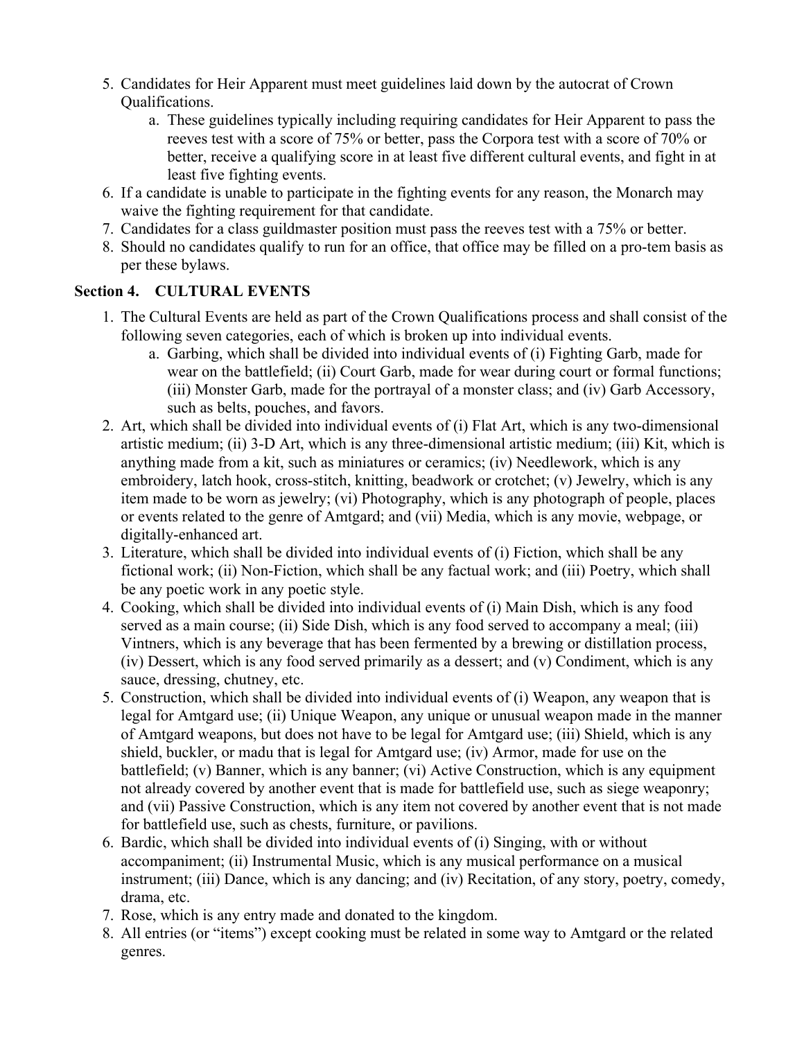5. Candidates for Heir Apparent must meet guidelines laid down by the autocrat of Crown Qualifications.
    a. These guidelines typically including requiring candidates for Heir Apparent to pass the reeves test with a score of 75% or better, pass the Corpora test with a score of 70% or better, receive a qualifying score in at least five different cultural events, and fight in at least five fighting events.
6. If a candidate is unable to participate in the fighting events for any reason, the Monarch may waive the fighting requirement for that candidate.
7. Candidates for a class guildmaster position must pass the reeves test with a 75% or better.
8. Should no candidates qualify to run for an office, that office may be filled on a pro-tem basis as per these bylaws.

## Section 4. CULTURAL EVENTS

1. The Cultural Events are held as part of the Crown Qualifications process and shall consist of the following seven categories, each of which is broken up into individual events.
    a. Garbing, which shall be divided into individual events of (i) Fighting Garb, made for wear on the battlefield; (ii) Court Garb, made for wear during court or formal functions; (iii) Monster Garb, made for the portrayal of a monster class; and (iv) Garb Accessory, such as belts, pouches, and favors.
2. Art, which shall be divided into individual events of (i) Flat Art, which is any two-dimensional artistic medium; (ii) 3-D Art, which is any three-dimensional artistic medium; (iii) Kit, which is anything made from a kit, such as miniatures or ceramics; (iv) Needlework, which is any embroidery, latch hook, cross-stitch, knitting, beadwork or crotchet; (v) Jewelry, which is any item made to be worn as jewelry; (vi) Photography, which is any photograph of people, places or events related to the genre of Amtgard; and (vii) Media, which is any movie, webpage, or digitally-enhanced art.
3. Literature, which shall be divided into individual events of (i) Fiction, which shall be any fictional work; (ii) Non-Fiction, which shall be any factual work; and (iii) Poetry, which shall be any poetic work in any poetic style.
4. Cooking, which shall be divided into individual events of (i) Main Dish, which is any food served as a main course; (ii) Side Dish, which is any food served to accompany a meal; (iii) Vintners, which is any beverage that has been fermented by a brewing or distillation process, (iv) Dessert, which is any food served primarily as a dessert; and (v) Condiment, which is any sauce, dressing, chutney, etc.
5. Construction, which shall be divided into individual events of (i) Weapon, any weapon that is legal for Amtgard use; (ii) Unique Weapon, any unique or unusual weapon made in the manner of Amtgard weapons, but does not have to be legal for Amtgard use; (iii) Shield, which is any shield, buckler, or madu that is legal for Amtgard use; (iv) Armor, made for use on the battlefield; (v) Banner, which is any banner; (vi) Active Construction, which is any equipment not already covered by another event that is made for battlefield use, such as siege weaponry; and (vii) Passive Construction, which is any item not covered by another event that is not made for battlefield use, such as chests, furniture, or pavilions.
6. Bardic, which shall be divided into individual events of (i) Singing, with or without accompaniment; (ii) Instrumental Music, which is any musical performance on a musical instrument; (iii) Dance, which is any dancing; and (iv) Recitation, of any story, poetry, comedy, drama, etc.
7. Rose, which is any entry made and donated to the kingdom.
8. All entries (or "items") except cooking must be related in some way to Amtgard or the related genres.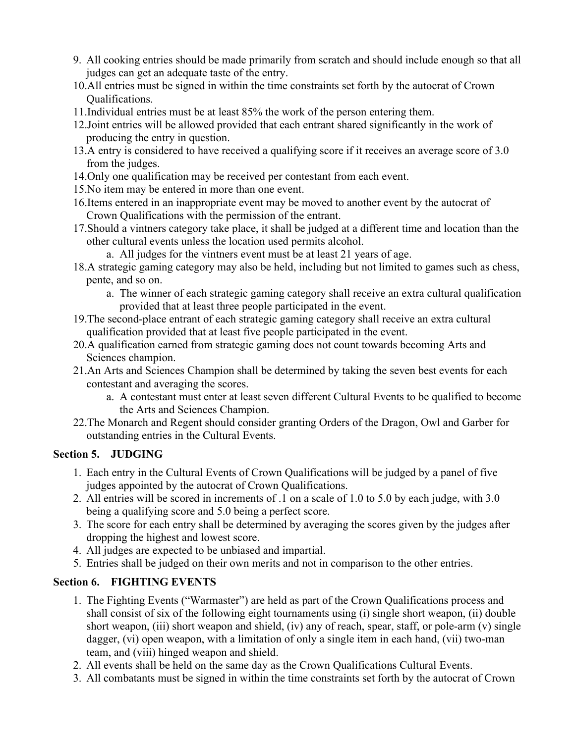9. All cooking entries should be made primarily from scratch and should include enough so that all judges can get an adequate taste of the entry.
10. All entries must be signed in within the time constraints set forth by the autocrat of Crown Qualifications.
11. Individual entries must be at least 85% the work of the person entering them.
12. Joint entries will be allowed provided that each entrant shared significantly in the work of producing the entry in question.
13. A entry is considered to have received a qualifying score if it receives an average score of 3.0 from the judges.
14. Only one qualification may be received per contestant from each event.
15. No item may be entered in more than one event.
16. Items entered in an inappropriate event may be moved to another event by the autocrat of Crown Qualifications with the permission of the entrant.
17. Should a vintners category take place, it shall be judged at a different time and location than the other cultural events unless the location used permits alcohol.
    a. All judges for the vintners event must be at least 21 years of age.
18. A strategic gaming category may also be held, including but not limited to games such as chess, pente, and so on.
    a. The winner of each strategic gaming category shall receive an extra cultural qualification provided that at least three people participated in the event.
19. The second-place entrant of each strategic gaming category shall receive an extra cultural qualification provided that at least five people participated in the event.
20. A qualification earned from strategic gaming does not count towards becoming Arts and Sciences champion.
21. An Arts and Sciences Champion shall be determined by taking the seven best events for each contestant and averaging the scores.
    a. A contestant must enter at least seven different Cultural Events to be qualified to become the Arts and Sciences Champion.
22. The Monarch and Regent should consider granting Orders of the Dragon, Owl and Garber for outstanding entries in the Cultural Events.

### Section 5. JUDGING

1. Each entry in the Cultural Events of Crown Qualifications will be judged by a panel of five judges appointed by the autocrat of Crown Qualifications.
2. All entries will be scored in increments of .1 on a scale of 1.0 to 5.0 by each judge, with 3.0 being a qualifying score and 5.0 being a perfect score.
3. The score for each entry shall be determined by averaging the scores given by the judges after dropping the highest and lowest score.
4. All judges are expected to be unbiased and impartial.
5. Entries shall be judged on their own merits and not in comparison to the other entries.

### Section 6. FIGHTING EVENTS

1. The Fighting Events ("Warmaster") are held as part of the Crown Qualifications process and shall consist of six of the following eight tournaments using (i) single short weapon, (ii) double short weapon, (iii) short weapon and shield, (iv) any of reach, spear, staff, or pole-arm (v) single dagger, (vi) open weapon, with a limitation of only a single item in each hand, (vii) two-man team, and (viii) hinged weapon and shield.
2. All events shall be held on the same day as the Crown Qualifications Cultural Events.
3. All combatants must be signed in within the time constraints set forth by the autocrat of Crown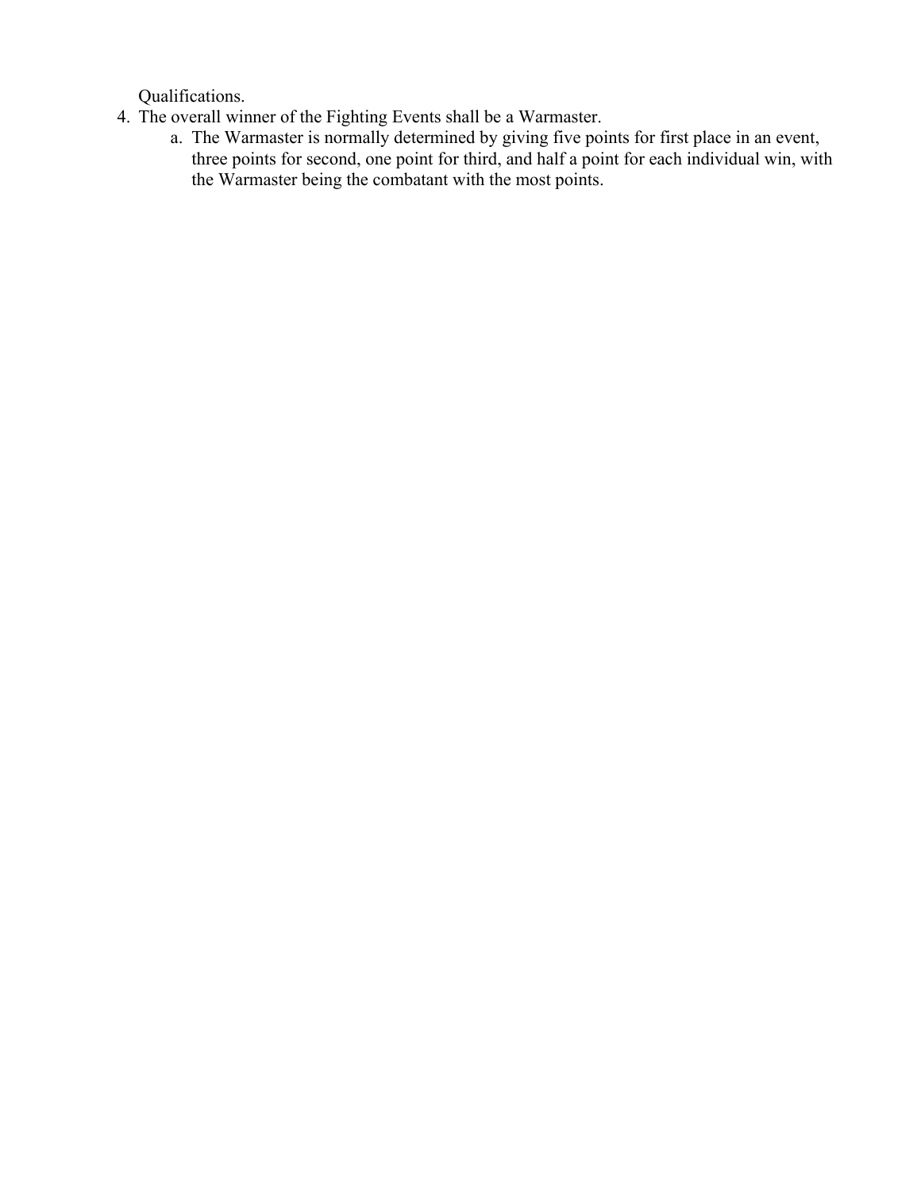Qualifications.

4. The overall winner of the Fighting Events shall be a Warmaster.
    a. The Warmaster is normally determined by giving five points for first place in an event, three points for second, one point for third, and half a point for each individual win, with the Warmaster being the combatant with the most points.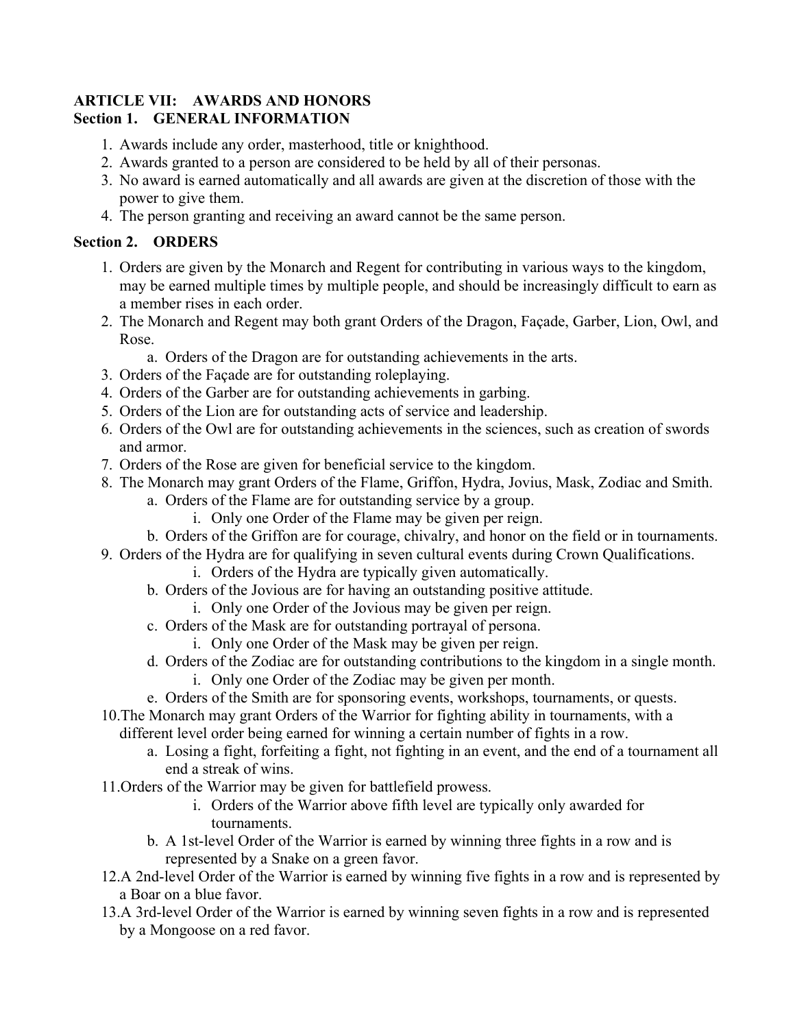**ARTICLE VII: AWARDS AND HONORS**
**Section 1. GENERAL INFORMATION**

1. Awards include any order, masterhood, title or knighthood.
2. Awards granted to a person are considered to be held by all of their personas.
3. No award is earned automatically and all awards are given at the discretion of those with the power to give them.
4. The person granting and receiving an award cannot be the same person.

**Section 2. ORDERS**

1. Orders are given by the Monarch and Regent for contributing in various ways to the kingdom, may be earned multiple times by multiple people, and should be increasingly difficult to earn as a member rises in each order.
2. The Monarch and Regent may both grant Orders of the Dragon, Façade, Garber, Lion, Owl, and Rose.
   a. Orders of the Dragon are for outstanding achievements in the arts.
3. Orders of the Façade are for outstanding roleplaying.
4. Orders of the Garber are for outstanding achievements in garbing.
5. Orders of the Lion are for outstanding acts of service and leadership.
6. Orders of the Owl are for outstanding achievements in the sciences, such as creation of swords and armor.
7. Orders of the Rose are given for beneficial service to the kingdom.
8. The Monarch may grant Orders of the Flame, Griffon, Hydra, Jovius, Mask, Zodiac and Smith.
   a. Orders of the Flame are for outstanding service by a group.
      i. Only one Order of the Flame may be given per reign.
   b. Orders of the Griffon are for courage, chivalry, and honor on the field or in tournaments.
9. Orders of the Hydra are for qualifying in seven cultural events during Crown Qualifications.
      i. Orders of the Hydra are typically given automatically.
   b. Orders of the Jovious are for having an outstanding positive attitude.
      i. Only one Order of the Jovious may be given per reign.
   c. Orders of the Mask are for outstanding portrayal of persona.
      i. Only one Order of the Mask may be given per reign.
   d. Orders of the Zodiac are for outstanding contributions to the kingdom in a single month.
      i. Only one Order of the Zodiac may be given per month.
   e. Orders of the Smith are for sponsoring events, workshops, tournaments, or quests.
10. The Monarch may grant Orders of the Warrior for fighting ability in tournaments, with a different level order being earned for winning a certain number of fights in a row.
   a. Losing a fight, forfeiting a fight, not fighting in an event, and the end of a tournament all end a streak of wins.
11. Orders of the Warrior may be given for battlefield prowess.
      i. Orders of the Warrior above fifth level are typically only awarded for tournaments.
   b. A 1st-level Order of the Warrior is earned by winning three fights in a row and is represented by a Snake on a green favor.
12. A 2nd-level Order of the Warrior is earned by winning five fights in a row and is represented by a Boar on a blue favor.
13. A 3rd-level Order of the Warrior is earned by winning seven fights in a row and is represented by a Mongoose on a red favor.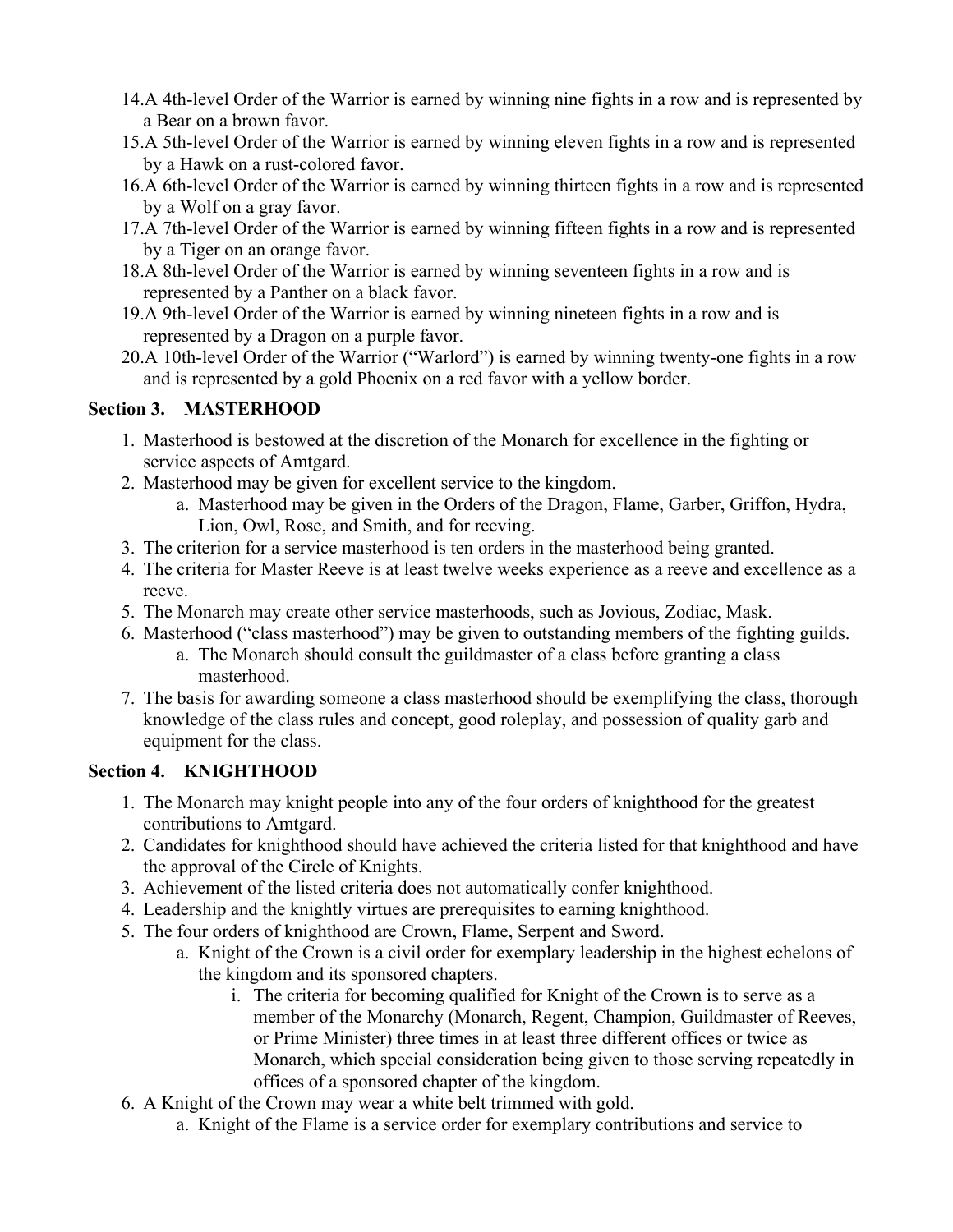14. A 4th-level Order of the Warrior is earned by winning nine fights in a row and is represented by a Bear on a brown favor.
15. A 5th-level Order of the Warrior is earned by winning eleven fights in a row and is represented by a Hawk on a rust-colored favor.
16. A 6th-level Order of the Warrior is earned by winning thirteen fights in a row and is represented by a Wolf on a gray favor.
17. A 7th-level Order of the Warrior is earned by winning fifteen fights in a row and is represented by a Tiger on an orange favor.
18. A 8th-level Order of the Warrior is earned by winning seventeen fights in a row and is represented by a Panther on a black favor.
19. A 9th-level Order of the Warrior is earned by winning nineteen fights in a row and is represented by a Dragon on a purple favor.
20. A 10th-level Order of the Warrior ("Warlord") is earned by winning twenty-one fights in a row and is represented by a gold Phoenix on a red favor with a yellow border.

### Section 3. MASTERHOOD

1. Masterhood is bestowed at the discretion of the Monarch for excellence in the fighting or service aspects of Amtgard.
2. Masterhood may be given for excellent service to the kingdom.
   a. Masterhood may be given in the Orders of the Dragon, Flame, Garber, Griffon, Hydra, Lion, Owl, Rose, and Smith, and for reeving.
3. The criterion for a service masterhood is ten orders in the masterhood being granted.
4. The criteria for Master Reeve is at least twelve weeks experience as a reeve and excellence as a reeve.
5. The Monarch may create other service masterhoods, such as Jovious, Zodiac, Mask.
6. Masterhood ("class masterhood") may be given to outstanding members of the fighting guilds.
   a. The Monarch should consult the guildmaster of a class before granting a class masterhood.
7. The basis for awarding someone a class masterhood should be exemplifying the class, thorough knowledge of the class rules and concept, good roleplay, and possession of quality garb and equipment for the class.

### Section 4. KNIGHTHOOD

1. The Monarch may knight people into any of the four orders of knighthood for the greatest contributions to Amtgard.
2. Candidates for knighthood should have achieved the criteria listed for that knighthood and have the approval of the Circle of Knights.
3. Achievement of the listed criteria does not automatically confer knighthood.
4. Leadership and the knightly virtues are prerequisites to earning knighthood.
5. The four orders of knighthood are Crown, Flame, Serpent and Sword.
   a. Knight of the Crown is a civil order for exemplary leadership in the highest echelons of the kingdom and its sponsored chapters.
      i. The criteria for becoming qualified for Knight of the Crown is to serve as a member of the Monarchy (Monarch, Regent, Champion, Guildmaster of Reeves, or Prime Minister) three times in at least three different offices or twice as Monarch, which special consideration being given to those serving repeatedly in offices of a sponsored chapter of the kingdom.
6. A Knight of the Crown may wear a white belt trimmed with gold.
   a. Knight of the Flame is a service order for exemplary contributions and service to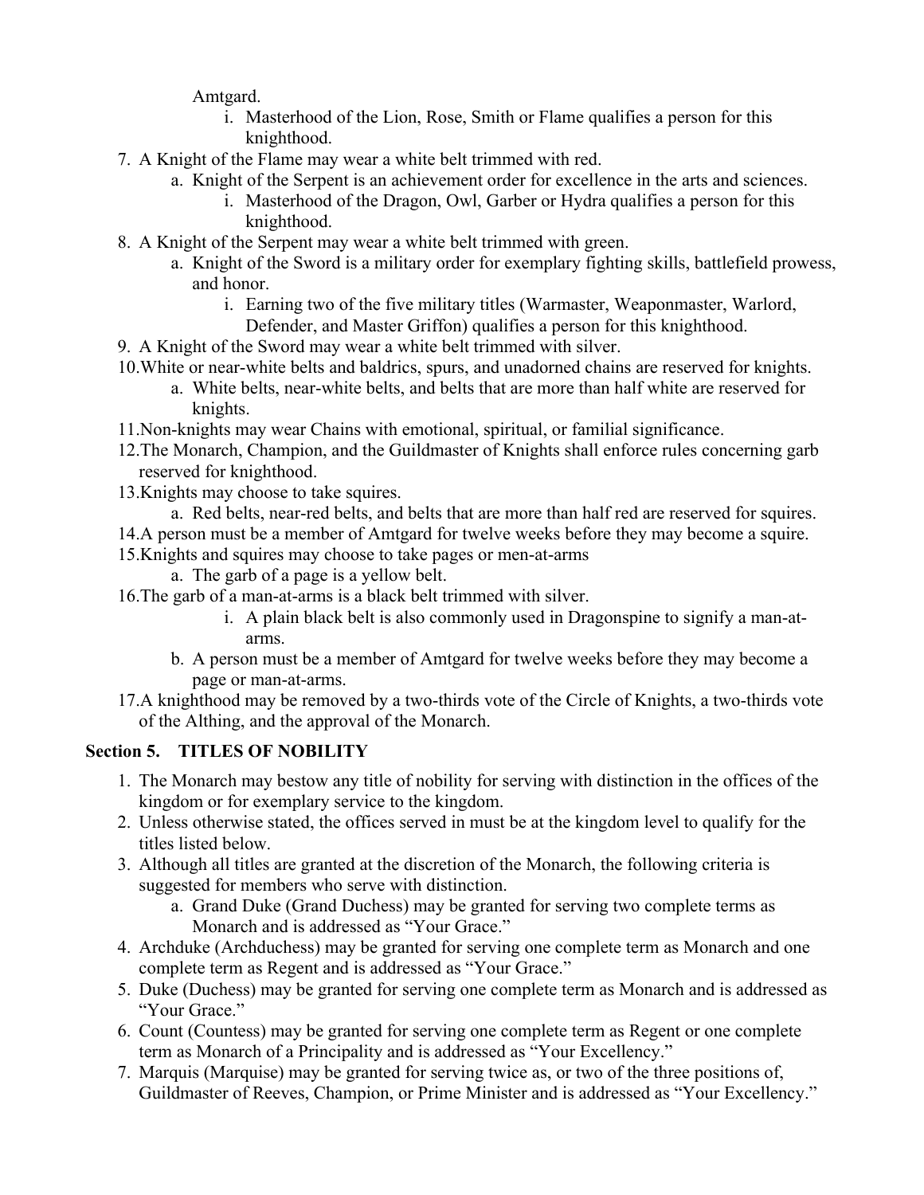Amtgard.

i. Masterhood of the Lion, Rose, Smith or Flame qualifies a person for this knighthood.

7. A Knight of the Flame may wear a white belt trimmed with red.
    a. Knight of the Serpent is an achievement order for excellence in the arts and sciences.
        i. Masterhood of the Dragon, Owl, Garber or Hydra qualifies a person for this knighthood.
8. A Knight of the Serpent may wear a white belt trimmed with green.
    a. Knight of the Sword is a military order for exemplary fighting skills, battlefield prowess, and honor.
        i. Earning two of the five military titles (Warmaster, Weaponmaster, Warlord, Defender, and Master Griffon) qualifies a person for this knighthood.
9. A Knight of the Sword may wear a white belt trimmed with silver.
10. White or near-white belts and baldrics, spurs, and unadorned chains are reserved for knights.
    a. White belts, near-white belts, and belts that are more than half white are reserved for knights.
11. Non-knights may wear Chains with emotional, spiritual, or familial significance.
12. The Monarch, Champion, and the Guildmaster of Knights shall enforce rules concerning garb reserved for knighthood.
13. Knights may choose to take squires.
    a. Red belts, near-red belts, and belts that are more than half red are reserved for squires.
14. A person must be a member of Amtgard for twelve weeks before they may become a squire.
15. Knights and squires may choose to take pages or men-at-arms
    a. The garb of a page is a yellow belt.
16. The garb of a man-at-arms is a black belt trimmed with silver.
        i. A plain black belt is also commonly used in Dragonspine to signify a man-at-arms.
    b. A person must be a member of Amtgard for twelve weeks before they may become a page or man-at-arms.
17. A knighthood may be removed by a two-thirds vote of the Circle of Knights, a two-thirds vote of the Althing, and the approval of the Monarch.

## Section 5. TITLES OF NOBILITY

1. The Monarch may bestow any title of nobility for serving with distinction in the offices of the kingdom or for exemplary service to the kingdom.
2. Unless otherwise stated, the offices served in must be at the kingdom level to qualify for the titles listed below.
3. Although all titles are granted at the discretion of the Monarch, the following criteria is suggested for members who serve with distinction.
    a. Grand Duke (Grand Duchess) may be granted for serving two complete terms as Monarch and is addressed as "Your Grace."
4. Archduke (Archduchess) may be granted for serving one complete term as Monarch and one complete term as Regent and is addressed as "Your Grace."
5. Duke (Duchess) may be granted for serving one complete term as Monarch and is addressed as "Your Grace."
6. Count (Countess) may be granted for serving one complete term as Regent or one complete term as Monarch of a Principality and is addressed as "Your Excellency."
7. Marquis (Marquise) may be granted for serving twice as, or two of the three positions of, Guildmaster of Reeves, Champion, or Prime Minister and is addressed as "Your Excellency."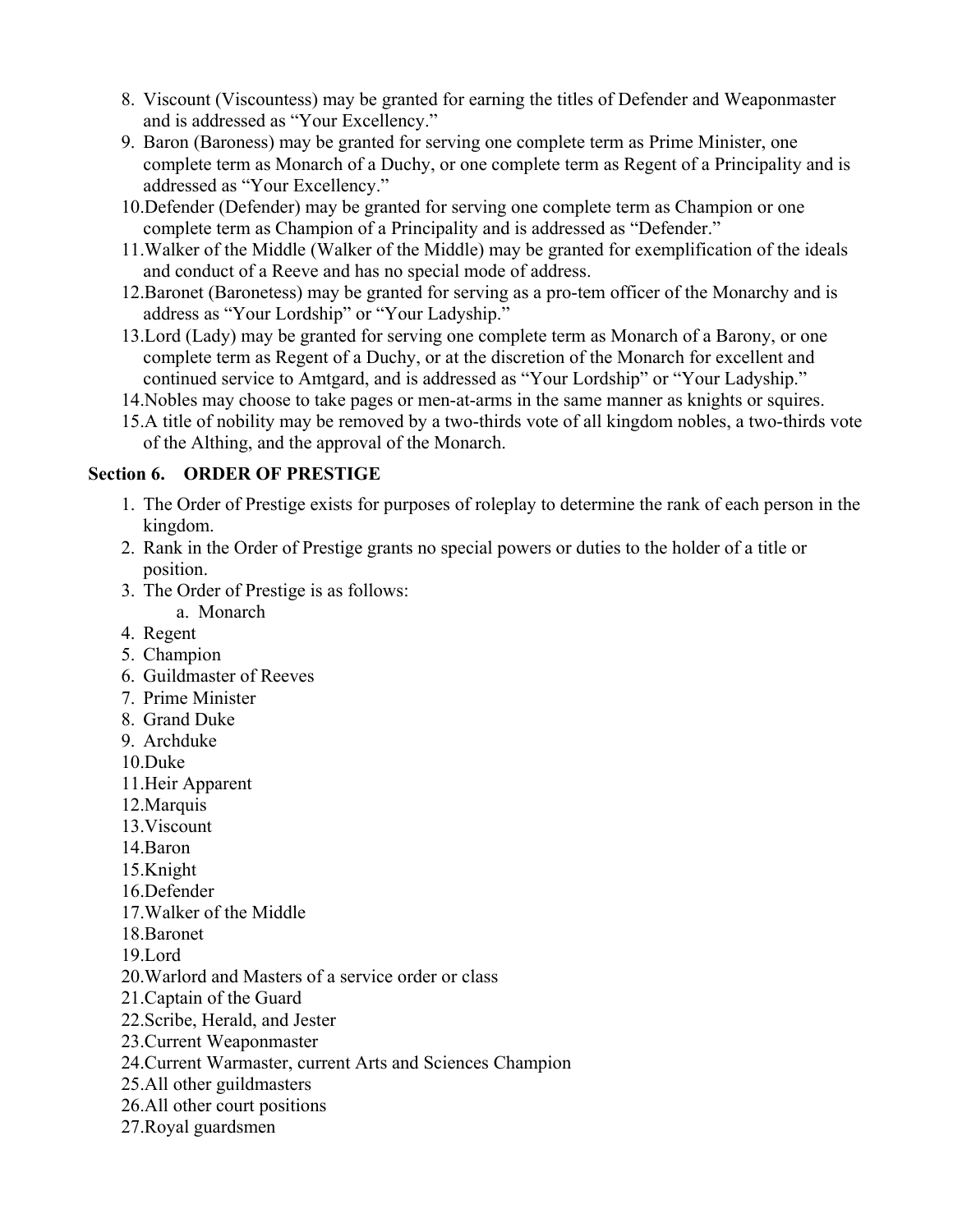8. Viscount (Viscountess) may be granted for earning the titles of Defender and Weaponmaster and is addressed as "Your Excellency."
9. Baron (Baroness) may be granted for serving one complete term as Prime Minister, one complete term as Monarch of a Duchy, or one complete term as Regent of a Principality and is addressed as "Your Excellency."
10. Defender (Defender) may be granted for serving one complete term as Champion or one complete term as Champion of a Principality and is addressed as "Defender."
11. Walker of the Middle (Walker of the Middle) may be granted for exemplification of the ideals and conduct of a Reeve and has no special mode of address.
12. Baronet (Baronetess) may be granted for serving as a pro-tem officer of the Monarchy and is address as "Your Lordship" or "Your Ladyship."
13. Lord (Lady) may be granted for serving one complete term as Monarch of a Barony, or one complete term as Regent of a Duchy, or at the discretion of the Monarch for excellent and continued service to Amtgard, and is addressed as "Your Lordship" or "Your Ladyship."
14. Nobles may choose to take pages or men-at-arms in the same manner as knights or squires.
15. A title of nobility may be removed by a two-thirds vote of all kingdom nobles, a two-thirds vote of the Althing, and the approval of the Monarch.

### Section 6. ORDER OF PRESTIGE

1. The Order of Prestige exists for purposes of roleplay to determine the rank of each person in the kingdom.
2. Rank in the Order of Prestige grants no special powers or duties to the holder of a title or position.
3. The Order of Prestige is as follows:
    a. Monarch
4. Regent
5. Champion
6. Guildmaster of Reeves
7. Prime Minister
8. Grand Duke
9. Archduke
10. Duke
11. Heir Apparent
12. Marquis
13. Viscount
14. Baron
15. Knight
16. Defender
17. Walker of the Middle
18. Baronet
19. Lord
20. Warlord and Masters of a service order or class
21. Captain of the Guard
22. Scribe, Herald, and Jester
23. Current Weaponmaster
24. Current Warmaster, current Arts and Sciences Champion
25. All other guildmasters
26. All other court positions
27. Royal guardsmen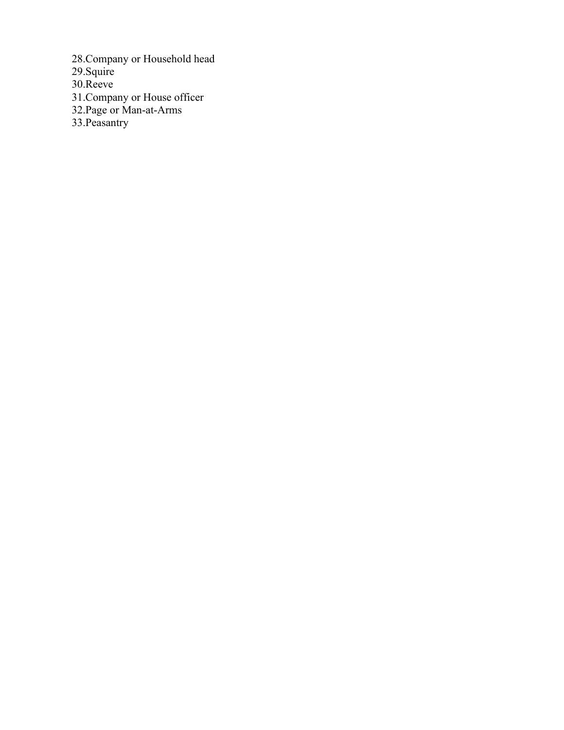28. Company or Household head
29. Squire
30. Reeve
31. Company or House officer
32. Page or Man-at-Arms
33. Peasantry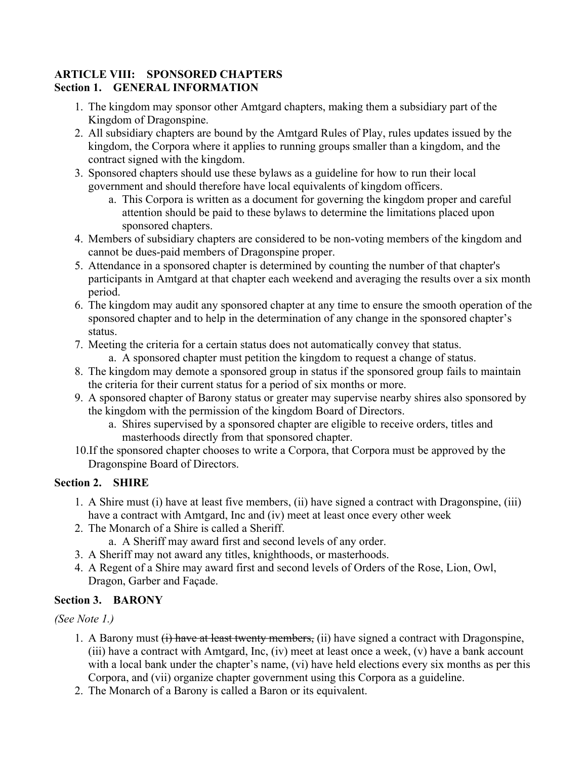**ARTICLE VIII: SPONSORED CHAPTERS**
**Section 1. GENERAL INFORMATION**

1. The kingdom may sponsor other Amtgard chapters, making them a subsidiary part of the Kingdom of Dragonspine.
2. All subsidiary chapters are bound by the Amtgard Rules of Play, rules updates issued by the kingdom, the Corpora where it applies to running groups smaller than a kingdom, and the contract signed with the kingdom.
3. Sponsored chapters should use these bylaws as a guideline for how to run their local government and should therefore have local equivalents of kingdom officers.
   a. This Corpora is written as a document for governing the kingdom proper and careful attention should be paid to these bylaws to determine the limitations placed upon sponsored chapters.
4. Members of subsidiary chapters are considered to be non-voting members of the kingdom and cannot be dues-paid members of Dragonspine proper.
5. Attendance in a sponsored chapter is determined by counting the number of that chapter's participants in Amtgard at that chapter each weekend and averaging the results over a six month period.
6. The kingdom may audit any sponsored chapter at any time to ensure the smooth operation of the sponsored chapter and to help in the determination of any change in the sponsored chapter's status.
7. Meeting the criteria for a certain status does not automatically convey that status.
   a. A sponsored chapter must petition the kingdom to request a change of status.
8. The kingdom may demote a sponsored group in status if the sponsored group fails to maintain the criteria for their current status for a period of six months or more.
9. A sponsored chapter of Barony status or greater may supervise nearby shires also sponsored by the kingdom with the permission of the kingdom Board of Directors.
   a. Shires supervised by a sponsored chapter are eligible to receive orders, titles and masterhoods directly from that sponsored chapter.
10. If the sponsored chapter chooses to write a Corpora, that Corpora must be approved by the Dragonspine Board of Directors.

**Section 2. SHIRE**

1. A Shire must (i) have at least five members, (ii) have signed a contract with Dragonspine, (iii) have a contract with Amtgard, Inc and (iv) meet at least once every other week
2. The Monarch of a Shire is called a Sheriff.
   a. A Sheriff may award first and second levels of any order.
3. A Sheriff may not award any titles, knighthoods, or masterhoods.
4. A Regent of a Shire may award first and second levels of Orders of the Rose, Lion, Owl, Dragon, Garber and Façade.

**Section 3. BARONY**

*(See Note 1.)*

1. A Barony must ~~(i) have at least twenty members,~~ (ii) have signed a contract with Dragonspine, (iii) have a contract with Amtgard, Inc, (iv) meet at least once a week, (v) have a bank account with a local bank under the chapter's name, (vi) have held elections every six months as per this Corpora, and (vii) organize chapter government using this Corpora as a guideline.
2. The Monarch of a Barony is called a Baron or its equivalent.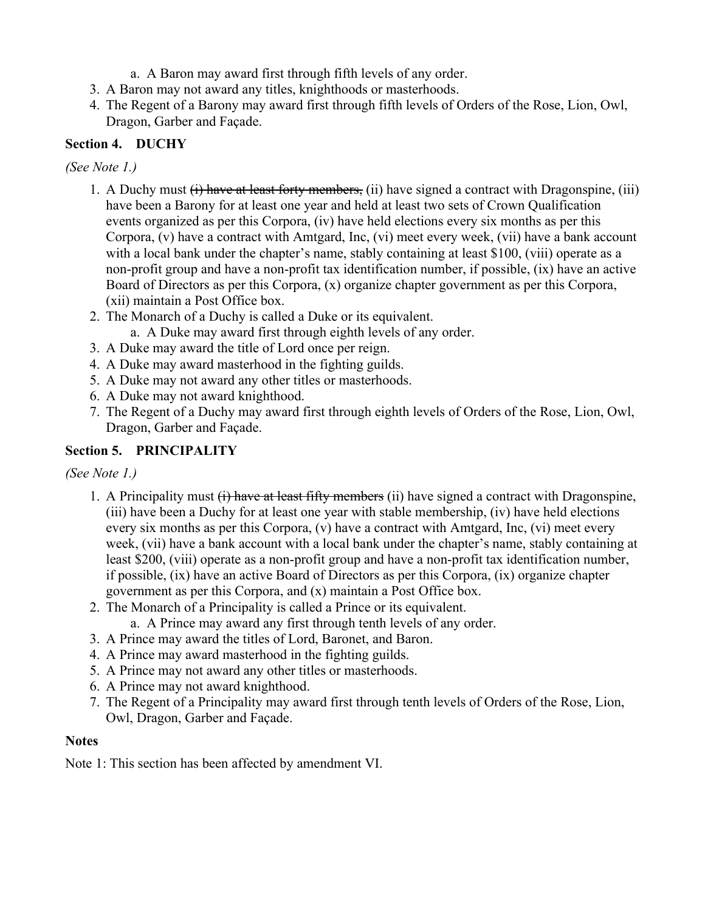a. A Baron may award first through fifth levels of any order.
3. A Baron may not award any titles, knighthoods or masterhoods.
4. The Regent of a Barony may award first through fifth levels of Orders of the Rose, Lion, Owl, Dragon, Garber and Façade.

### Section 4. DUCHY

*(See Note 1.)*

1. A Duchy must ~~(i) have at least forty members,~~ (ii) have signed a contract with Dragonspine, (iii) have been a Barony for at least one year and held at least two sets of Crown Qualification events organized as per this Corpora, (iv) have held elections every six months as per this Corpora, (v) have a contract with Amtgard, Inc, (vi) meet every week, (vii) have a bank account with a local bank under the chapter's name, stably containing at least $100, (viii) operate as a non-profit group and have a non-profit tax identification number, if possible, (ix) have an active Board of Directors as per this Corpora, (x) organize chapter government as per this Corpora, (xii) maintain a Post Office box.
2. The Monarch of a Duchy is called a Duke or its equivalent.
   a. A Duke may award first through eighth levels of any order.
3. A Duke may award the title of Lord once per reign.
4. A Duke may award masterhood in the fighting guilds.
5. A Duke may not award any other titles or masterhoods.
6. A Duke may not award knighthood.
7. The Regent of a Duchy may award first through eighth levels of Orders of the Rose, Lion, Owl, Dragon, Garber and Façade.

### Section 5. PRINCIPALITY

*(See Note 1.)*

1. A Principality must ~~(i) have at least fifty members~~ (ii) have signed a contract with Dragonspine, (iii) have been a Duchy for at least one year with stable membership, (iv) have held elections every six months as per this Corpora, (v) have a contract with Amtgard, Inc, (vi) meet every week, (vii) have a bank account with a local bank under the chapter's name, stably containing at least $200, (viii) operate as a non-profit group and have a non-profit tax identification number, if possible, (ix) have an active Board of Directors as per this Corpora, (ix) organize chapter government as per this Corpora, and (x) maintain a Post Office box.
2. The Monarch of a Principality is called a Prince or its equivalent.
   a. A Prince may award any first through tenth levels of any order.
3. A Prince may award the titles of Lord, Baronet, and Baron.
4. A Prince may award masterhood in the fighting guilds.
5. A Prince may not award any other titles or masterhoods.
6. A Prince may not award knighthood.
7. The Regent of a Principality may award first through tenth levels of Orders of the Rose, Lion, Owl, Dragon, Garber and Façade.

### Notes

Note 1: This section has been affected by amendment VI.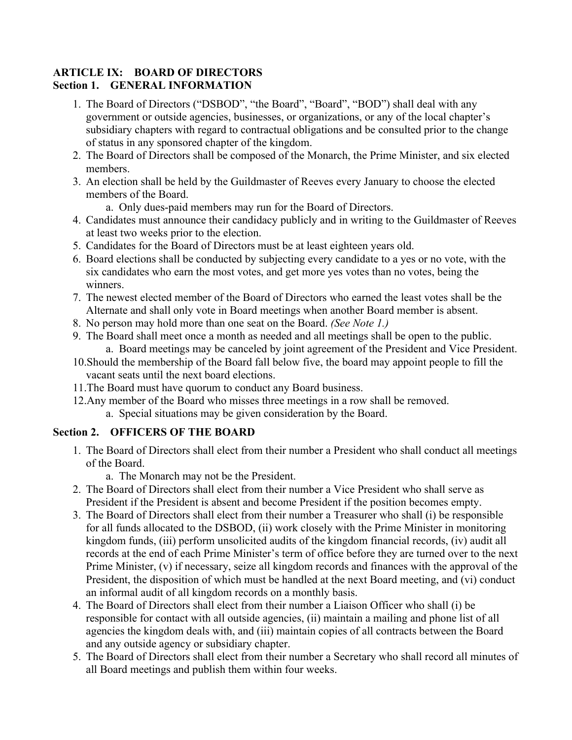## ARTICLE IX: BOARD OF DIRECTORS

### Section 1. GENERAL INFORMATION

1. The Board of Directors ("DSBOD", "the Board", "Board", "BOD") shall deal with any government or outside agencies, businesses, or organizations, or any of the local chapter's subsidiary chapters with regard to contractual obligations and be consulted prior to the change of status in any sponsored chapter of the kingdom.
2. The Board of Directors shall be composed of the Monarch, the Prime Minister, and six elected members.
3. An election shall be held by the Guildmaster of Reeves every January to choose the elected members of the Board.
    a. Only dues-paid members may run for the Board of Directors.
4. Candidates must announce their candidacy publicly and in writing to the Guildmaster of Reeves at least two weeks prior to the election.
5. Candidates for the Board of Directors must be at least eighteen years old.
6. Board elections shall be conducted by subjecting every candidate to a yes or no vote, with the six candidates who earn the most votes, and get more yes votes than no votes, being the winners.
7. The newest elected member of the Board of Directors who earned the least votes shall be the Alternate and shall only vote in Board meetings when another Board member is absent.
8. No person may hold more than one seat on the Board. *(See Note 1.)*
9. The Board shall meet once a month as needed and all meetings shall be open to the public.
    a. Board meetings may be canceled by joint agreement of the President and Vice President.
10. Should the membership of the Board fall below five, the board may appoint people to fill the vacant seats until the next board elections.
11. The Board must have quorum to conduct any Board business.
12. Any member of the Board who misses three meetings in a row shall be removed.
    a. Special situations may be given consideration by the Board.

### Section 2. OFFICERS OF THE BOARD

1. The Board of Directors shall elect from their number a President who shall conduct all meetings of the Board.
    a. The Monarch may not be the President.
2. The Board of Directors shall elect from their number a Vice President who shall serve as President if the President is absent and become President if the position becomes empty.
3. The Board of Directors shall elect from their number a Treasurer who shall (i) be responsible for all funds allocated to the DSBOD, (ii) work closely with the Prime Minister in monitoring kingdom funds, (iii) perform unsolicited audits of the kingdom financial records, (iv) audit all records at the end of each Prime Minister's term of office before they are turned over to the next Prime Minister, (v) if necessary, seize all kingdom records and finances with the approval of the President, the disposition of which must be handled at the next Board meeting, and (vi) conduct an informal audit of all kingdom records on a monthly basis.
4. The Board of Directors shall elect from their number a Liaison Officer who shall (i) be responsible for contact with all outside agencies, (ii) maintain a mailing and phone list of all agencies the kingdom deals with, and (iii) maintain copies of all contracts between the Board and any outside agency or subsidiary chapter.
5. The Board of Directors shall elect from their number a Secretary who shall record all minutes of all Board meetings and publish them within four weeks.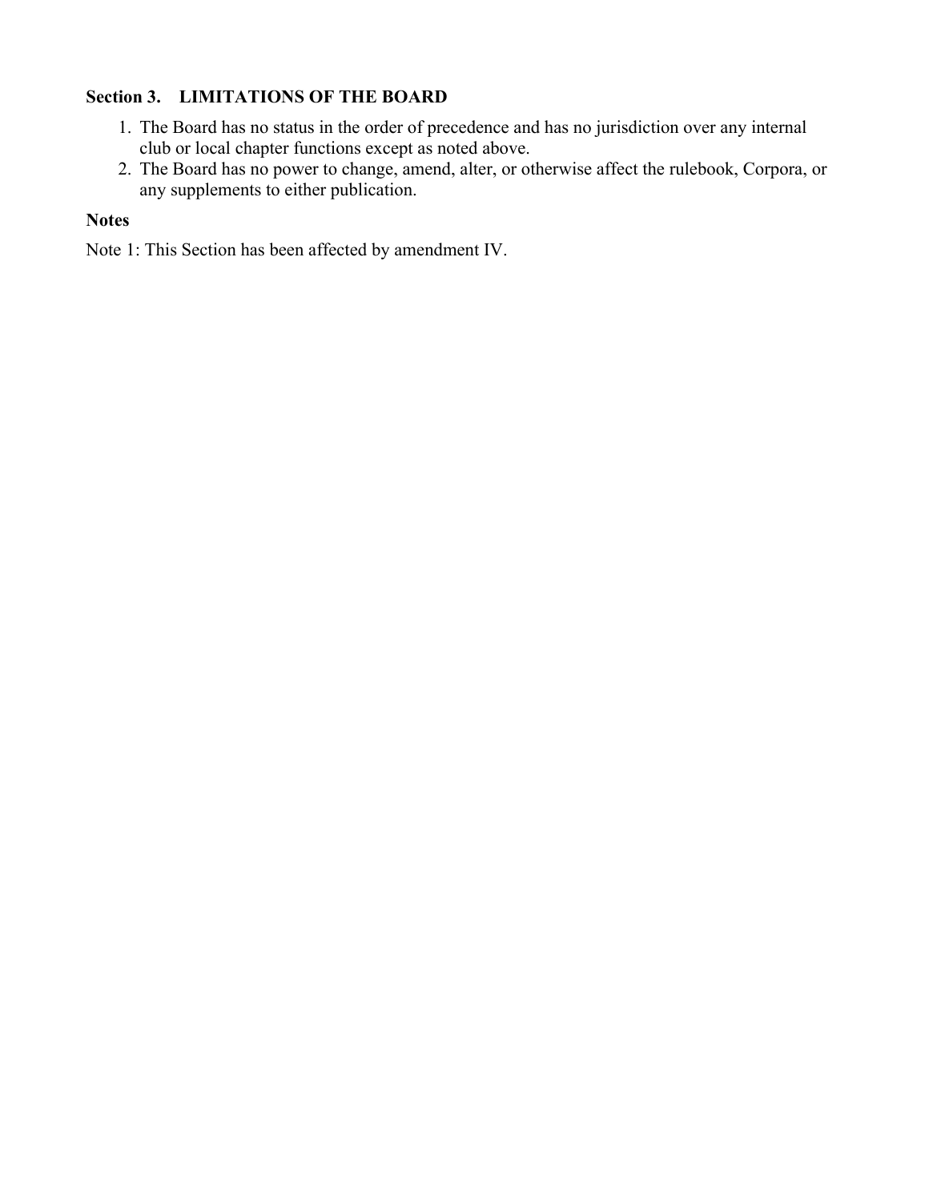### Section 3. LIMITATIONS OF THE BOARD

1. The Board has no status in the order of precedence and has no jurisdiction over any internal club or local chapter functions except as noted above.
2. The Board has no power to change, amend, alter, or otherwise affect the rulebook, Corpora, or any supplements to either publication.

**Notes**

Note 1: This Section has been affected by amendment IV.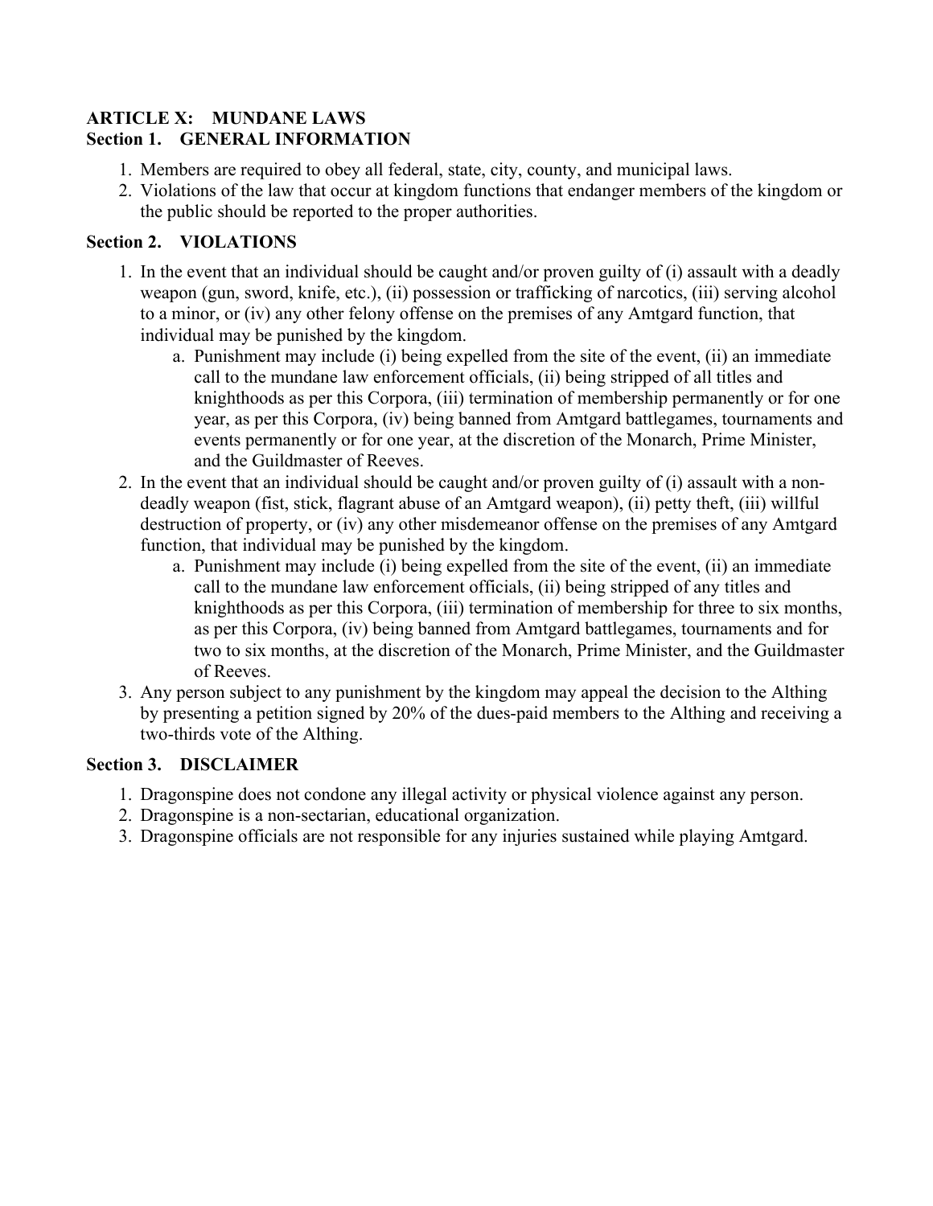**ARTICLE X: MUNDANE LAWS**
**Section 1. GENERAL INFORMATION**

1. Members are required to obey all federal, state, city, county, and municipal laws.
2. Violations of the law that occur at kingdom functions that endanger members of the kingdom or the public should be reported to the proper authorities.

**Section 2. VIOLATIONS**

1. In the event that an individual should be caught and/or proven guilty of (i) assault with a deadly weapon (gun, sword, knife, etc.), (ii) possession or trafficking of narcotics, (iii) serving alcohol to a minor, or (iv) any other felony offense on the premises of any Amtgard function, that individual may be punished by the kingdom.
   a. Punishment may include (i) being expelled from the site of the event, (ii) an immediate call to the mundane law enforcement officials, (ii) being stripped of all titles and knighthoods as per this Corpora, (iii) termination of membership permanently or for one year, as per this Corpora, (iv) being banned from Amtgard battlegames, tournaments and events permanently or for one year, at the discretion of the Monarch, Prime Minister, and the Guildmaster of Reeves.
2. In the event that an individual should be caught and/or proven guilty of (i) assault with a non-deadly weapon (fist, stick, flagrant abuse of an Amtgard weapon), (ii) petty theft, (iii) willful destruction of property, or (iv) any other misdemeanor offense on the premises of any Amtgard function, that individual may be punished by the kingdom.
   a. Punishment may include (i) being expelled from the site of the event, (ii) an immediate call to the mundane law enforcement officials, (ii) being stripped of any titles and knighthoods as per this Corpora, (iii) termination of membership for three to six months, as per this Corpora, (iv) being banned from Amtgard battlegames, tournaments and for two to six months, at the discretion of the Monarch, Prime Minister, and the Guildmaster of Reeves.
3. Any person subject to any punishment by the kingdom may appeal the decision to the Althing by presenting a petition signed by 20% of the dues-paid members to the Althing and receiving a two-thirds vote of the Althing.

**Section 3. DISCLAIMER**

1. Dragonspine does not condone any illegal activity or physical violence against any person.
2. Dragonspine is a non-sectarian, educational organization.
3. Dragonspine officials are not responsible for any injuries sustained while playing Amtgard.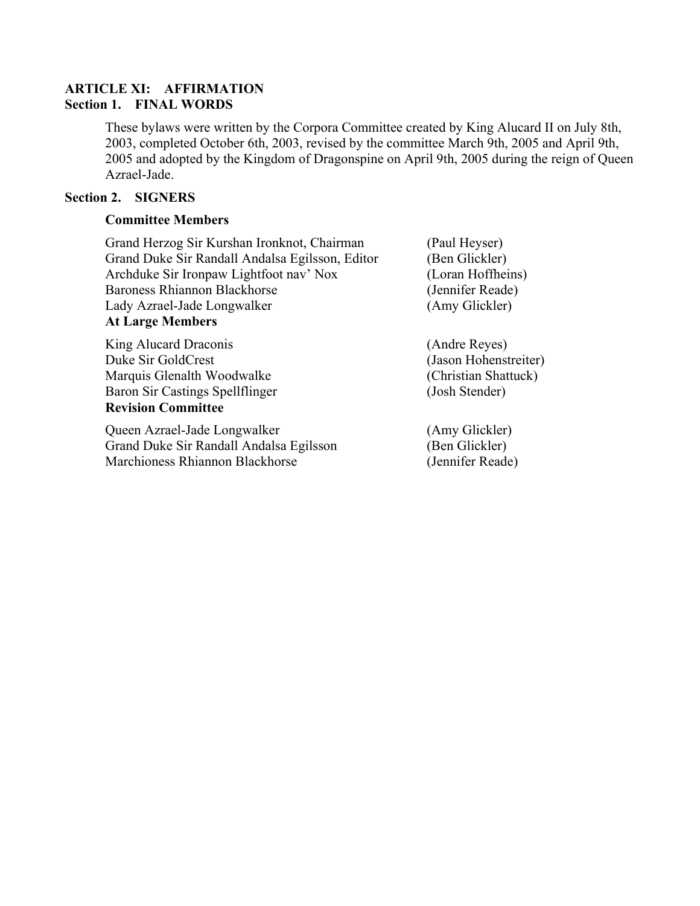## ARTICLE XI: AFFIRMATION

### Section 1. FINAL WORDS

These bylaws were written by the Corpora Committee created by King Alucard II on July 8th, 2003, completed October 6th, 2003, revised by the committee March 9th, 2005 and April 9th, 2005 and adopted by the Kingdom of Dragonspine on April 9th, 2005 during the reign of Queen Azrael-Jade.

### Section 2. SIGNERS

**Committee Members**

| | |
|---|---|
| Grand Herzog Sir Kurshan Ironknot, Chairman | (Paul Heyser) |
| Grand Duke Sir Randall Andalsa Egilsson, Editor | (Ben Glickler) |
| Archduke Sir Ironpaw Lightfoot nav' Nox | (Loran Hoffheins) |
| Baroness Rhiannon Blackhorse | (Jennifer Reade) |
| Lady Azrael-Jade Longwalker | (Amy Glickler) |

**At Large Members**

| | |
|---|---|
| King Alucard Draconis | (Andre Reyes) |
| Duke Sir GoldCrest | (Jason Hohenstreiter) |
| Marquis Glenalth Woodwalke | (Christian Shattuck) |
| Baron Sir Castings Spellflinger | (Josh Stender) |

**Revision Committee**

| | |
|---|---|
| Queen Azrael-Jade Longwalker | (Amy Glickler) |
| Grand Duke Sir Randall Andalsa Egilsson | (Ben Glickler) |
| Marchioness Rhiannon Blackhorse | (Jennifer Reade) |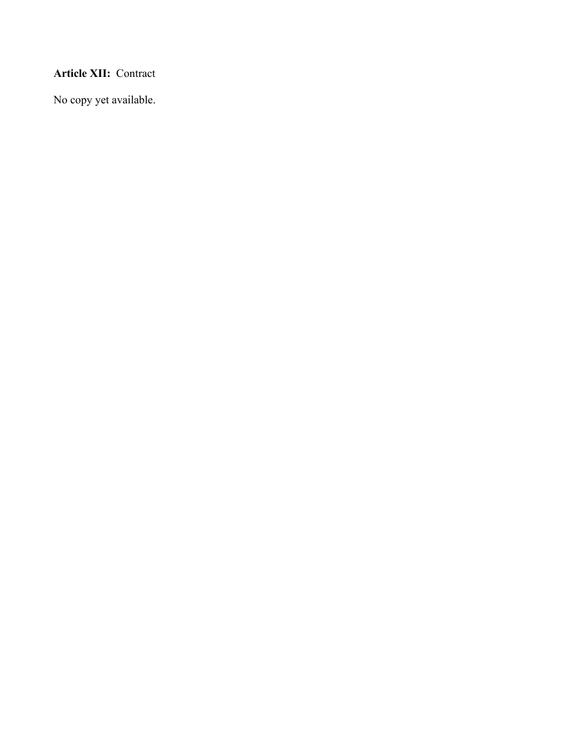**Article XII:** Contract

No copy yet available.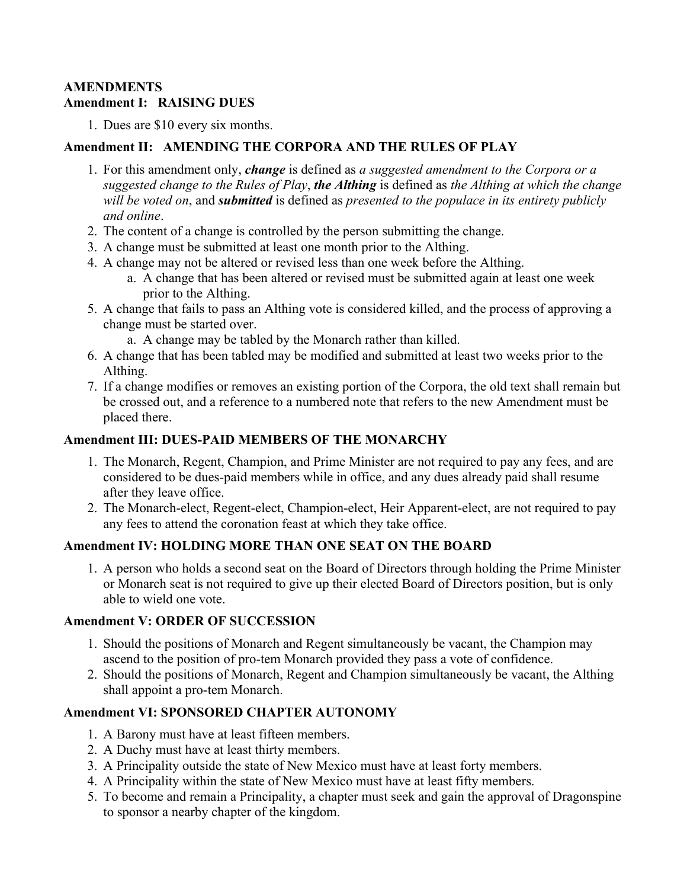## AMENDMENTS

### Amendment I: RAISING DUES

1. Dues are $10 every six months.

### Amendment II: AMENDING THE CORPORA AND THE RULES OF PLAY

1. For this amendment only, ***change*** is defined as *a suggested amendment to the Corpora or a suggested change to the Rules of Play*, ***the Althing*** is defined as *the Althing at which the change will be voted on*, and ***submitted*** is defined as *presented to the populace in its entirety publicly and online*.
2. The content of a change is controlled by the person submitting the change.
3. A change must be submitted at least one month prior to the Althing.
4. A change may not be altered or revised less than one week before the Althing.
    a. A change that has been altered or revised must be submitted again at least one week prior to the Althing.
5. A change that fails to pass an Althing vote is considered killed, and the process of approving a change must be started over.
    a. A change may be tabled by the Monarch rather than killed.
6. A change that has been tabled may be modified and submitted at least two weeks prior to the Althing.
7. If a change modifies or removes an existing portion of the Corpora, the old text shall remain but be crossed out, and a reference to a numbered note that refers to the new Amendment must be placed there.

### Amendment III: DUES-PAID MEMBERS OF THE MONARCHY

1. The Monarch, Regent, Champion, and Prime Minister are not required to pay any fees, and are considered to be dues-paid members while in office, and any dues already paid shall resume after they leave office.
2. The Monarch-elect, Regent-elect, Champion-elect, Heir Apparent-elect, are not required to pay any fees to attend the coronation feast at which they take office.

### Amendment IV: HOLDING MORE THAN ONE SEAT ON THE BOARD

1. A person who holds a second seat on the Board of Directors through holding the Prime Minister or Monarch seat is not required to give up their elected Board of Directors position, but is only able to wield one vote.

### Amendment V: ORDER OF SUCCESSION

1. Should the positions of Monarch and Regent simultaneously be vacant, the Champion may ascend to the position of pro-tem Monarch provided they pass a vote of confidence.
2. Should the positions of Monarch, Regent and Champion simultaneously be vacant, the Althing shall appoint a pro-tem Monarch.

### Amendment VI: SPONSORED CHAPTER AUTONOMY

1. A Barony must have at least fifteen members.
2. A Duchy must have at least thirty members.
3. A Principality outside the state of New Mexico must have at least forty members.
4. A Principality within the state of New Mexico must have at least fifty members.
5. To become and remain a Principality, a chapter must seek and gain the approval of Dragonspine to sponsor a nearby chapter of the kingdom.